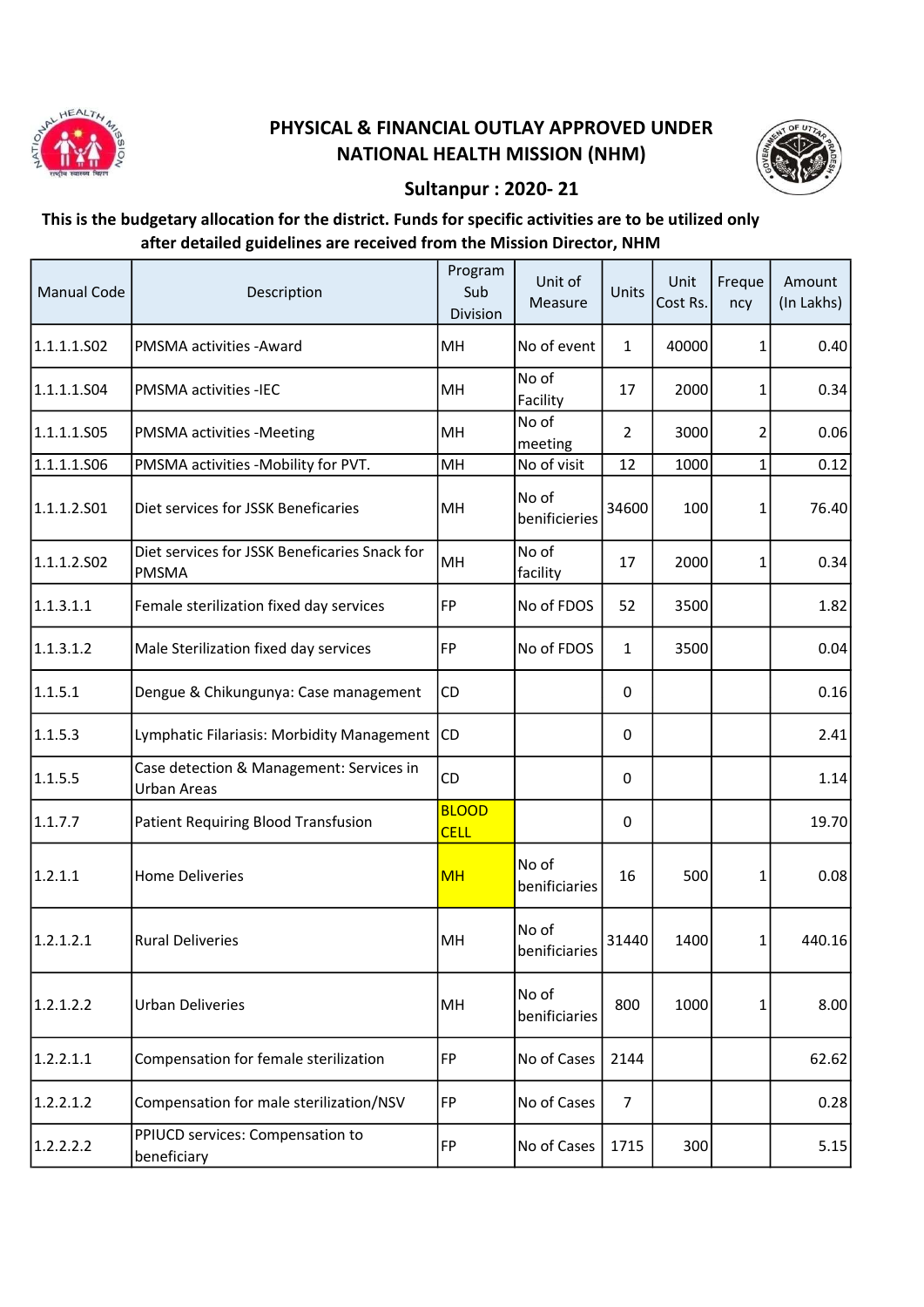# PHYSICAL & FINANCIAL OUTLAY APPROVED UNDER NATIONAL HEALTH MISSION (NHM)

## Sultanpur : 2020- 21

**This is the budgetary allocation for the district. Funds for specific activities are to be utilized only after detailed guidelines are received from the Mission Director, NHM**

| Manual Code | Description | Program Sub Division | Unit of Measure | Units | Unit Cost Rs. | Frequency | Amount (In Lakhs) |
|---|---|---|---|---|---|---|---|
| 1.1.1.1.S02 | PMSMA activities -Award | MH | No of event | 1 | 40000 | 1 | 0.40 |
| 1.1.1.1.S04 | PMSMA activities -IEC | MH | No of Facility | 17 | 2000 | 1 | 0.34 |
| 1.1.1.1.S05 | PMSMA activities -Meeting | MH | No of meeting | 2 | 3000 | 2 | 0.06 |
| 1.1.1.1.S06 | PMSMA activities -Mobility for PVT. | MH | No of visit | 12 | 1000 | 1 | 0.12 |
| 1.1.1.2.S01 | Diet services for JSSK Beneficaries | MH | No of benificieries | 34600 | 100 | 1 | 76.40 |
| 1.1.1.2.S02 | Diet services for JSSK Beneficaries Snack for PMSMA | MH | No of facility | 17 | 2000 | 1 | 0.34 |
| 1.1.3.1.1 | Female sterilization fixed day services | FP | No of FDOS | 52 | 3500 | | 1.82 |
| 1.1.3.1.2 | Male Sterilization fixed day services | FP | No of FDOS | 1 | 3500 | | 0.04 |
| 1.1.5.1 | Dengue & Chikungunya: Case management | CD | | 0 | | | 0.16 |
| 1.1.5.3 | Lymphatic Filariasis: Morbidity Management | CD | | 0 | | | 2.41 |
| 1.1.5.5 | Case detection & Management: Services in Urban Areas | CD | | 0 | | | 1.14 |
| 1.1.7.7 | Patient Requiring Blood Transfusion | BLOOD CELL | | 0 | | | 19.70 |
| 1.2.1.1 | Home Deliveries | MH | No of benificieries | 16 | 500 | 1 | 0.08 |
| 1.2.1.2.1 | Rural Deliveries | MH | No of benificieries | 31440 | 1400 | 1 | 440.16 |
| 1.2.1.2.2 | Urban Deliveries | MH | No of benificieries | 800 | 1000 | 1 | 8.00 |
| 1.2.2.1.1 | Compensation for female sterilization | FP | No of Cases | 2144 | | | 62.62 |
| 1.2.2.1.2 | Compensation for male sterilization/NSV | FP | No of Cases | 7 | | | 0.28 |
| 1.2.2.2.2 | PPIUCD services: Compensation to beneficiary | FP | No of Cases | 1715 | 300 | | 5.15 |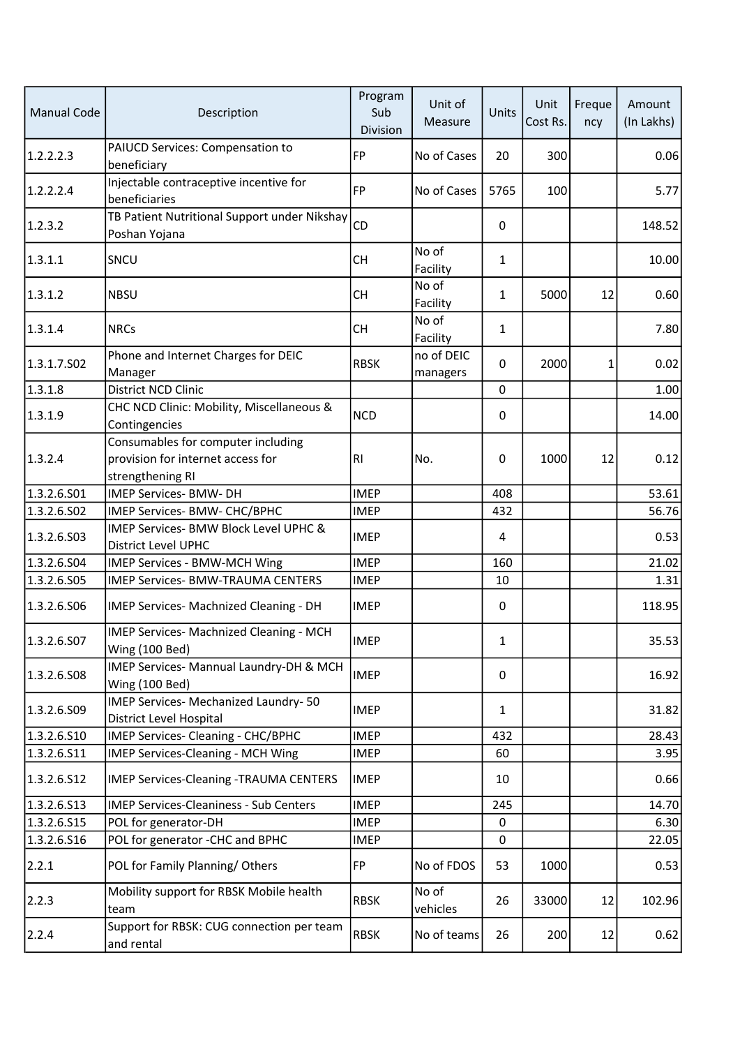| Manual Code | Description | Program Sub Division | Unit of Measure | Units | Unit Cost Rs. | Frequency | Amount (In Lakhs) |
|---|---|---|---|---|---|---|---|
| 1.2.2.2.3 | PAIUCD Services: Compensation to beneficiary | FP | No of Cases | 20 | 300 | | 0.06 |
| 1.2.2.2.4 | Injectable contraceptive incentive for beneficiaries | FP | No of Cases | 5765 | 100 | | 5.77 |
| 1.2.3.2 | TB Patient Nutritional Support under Nikshay Poshan Yojana | CD | | 0 | | | 148.52 |
| 1.3.1.1 | SNCU | CH | No of Facility | 1 | | | 10.00 |
| 1.3.1.2 | NBSU | CH | No of Facility | 1 | 5000 | 12 | 0.60 |
| 1.3.1.4 | NRCs | CH | No of Facility | 1 | | | 7.80 |
| 1.3.1.7.S02 | Phone and Internet Charges for DEIC Manager | RBSK | no of DEIC managers | 0 | 2000 | 1 | 0.02 |
| 1.3.1.8 | District NCD Clinic | | | 0 | | | 1.00 |
| 1.3.1.9 | CHC NCD Clinic: Mobility, Miscellaneous & Contingencies | NCD | | 0 | | | 14.00 |
| 1.3.2.4 | Consumables for computer including provision for internet access for strengthening RI | RI | No. | 0 | 1000 | 12 | 0.12 |
| 1.3.2.6.S01 | IMEP Services- BMW- DH | IMEP | | 408 | | | 53.61 |
| 1.3.2.6.S02 | IMEP Services- BMW- CHC/BPHC | IMEP | | 432 | | | 56.76 |
| 1.3.2.6.S03 | IMEP Services- BMW Block Level UPHC & District Level UPHC | IMEP | | 4 | | | 0.53 |
| 1.3.2.6.S04 | IMEP Services - BMW-MCH Wing | IMEP | | 160 | | | 21.02 |
| 1.3.2.6.S05 | IMEP Services- BMW-TRAUMA CENTERS | IMEP | | 10 | | | 1.31 |
| 1.3.2.6.S06 | IMEP Services- Machnized Cleaning - DH | IMEP | | 0 | | | 118.95 |
| 1.3.2.6.S07 | IMEP Services- Machnized Cleaning - MCH Wing (100 Bed) | IMEP | | 1 | | | 35.53 |
| 1.3.2.6.S08 | IMEP Services- Mannual Laundry-DH & MCH Wing (100 Bed) | IMEP | | 0 | | | 16.92 |
| 1.3.2.6.S09 | IMEP Services- Mechanized Laundry- 50 District Level Hospital | IMEP | | 1 | | | 31.82 |
| 1.3.2.6.S10 | IMEP Services- Cleaning - CHC/BPHC | IMEP | | 432 | | | 28.43 |
| 1.3.2.6.S11 | IMEP Services-Cleaning - MCH Wing | IMEP | | 60 | | | 3.95 |
| 1.3.2.6.S12 | IMEP Services-Cleaning -TRAUMA CENTERS | IMEP | | 10 | | | 0.66 |
| 1.3.2.6.S13 | IMEP Services-Cleaniness - Sub Centers | IMEP | | 245 | | | 14.70 |
| 1.3.2.6.S15 | POL for generator-DH | IMEP | | 0 | | | 6.30 |
| 1.3.2.6.S16 | POL for generator -CHC and BPHC | IMEP | | 0 | | | 22.05 |
| 2.2.1 | POL for Family Planning/ Others | FP | No of FDOS | 53 | 1000 | | 0.53 |
| 2.2.3 | Mobility support for RBSK Mobile health team | RBSK | No of vehicles | 26 | 33000 | 12 | 102.96 |
| 2.2.4 | Support for RBSK: CUG connection per team and rental | RBSK | No of teams | 26 | 200 | 12 | 0.62 |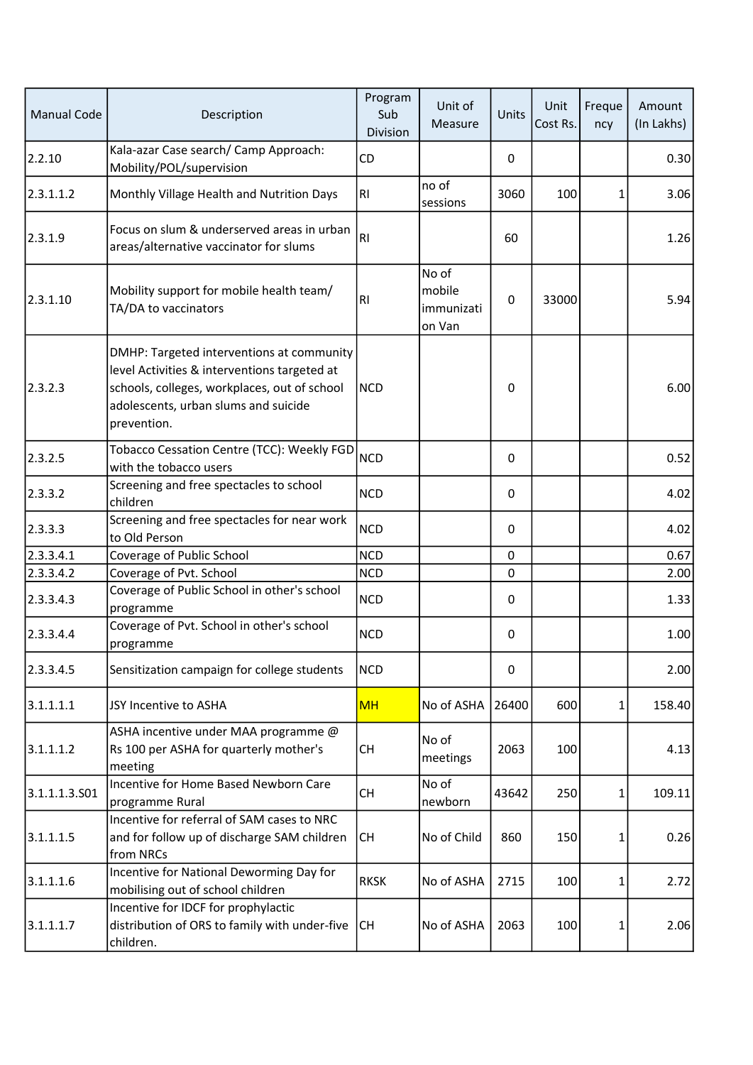| Manual Code | Description | Program Sub Division | Unit of Measure | Units | Unit Cost Rs. | Frequency | Amount (In Lakhs) |
|---|---|---|---|---|---|---|---|
| 2.2.10 | Kala-azar Case search/ Camp Approach: Mobility/POL/supervision | CD | | 0 | | | 0.30 |
| 2.3.1.1.2 | Monthly Village Health and Nutrition Days | RI | no of sessions | 3060 | 100 | 1 | 3.06 |
| 2.3.1.9 | Focus on slum & underserved areas in urban areas/alternative vaccinator for slums | RI | | 60 | | | 1.26 |
| 2.3.1.10 | Mobility support for mobile health team/ TA/DA to vaccinators | RI | No of mobile immunization Van | 0 | 33000 | | 5.94 |
| 2.3.2.3 | DMHP: Targeted interventions at community level Activities & interventions targeted at schools, colleges, workplaces, out of school adolescents, urban slums and suicide prevention. | NCD | | 0 | | | 6.00 |
| 2.3.2.5 | Tobacco Cessation Centre (TCC): Weekly FGD with the tobacco users | NCD | | 0 | | | 0.52 |
| 2.3.3.2 | Screening and free spectacles to school children | NCD | | 0 | | | 4.02 |
| 2.3.3.3 | Screening and free spectacles for near work to Old Person | NCD | | 0 | | | 4.02 |
| 2.3.3.4.1 | Coverage of Public School | NCD | | 0 | | | 0.67 |
| 2.3.3.4.2 | Coverage of Pvt. School | NCD | | 0 | | | 2.00 |
| 2.3.3.4.3 | Coverage of Public School in other's school programme | NCD | | 0 | | | 1.33 |
| 2.3.3.4.4 | Coverage of Pvt. School in other's school programme | NCD | | 0 | | | 1.00 |
| 2.3.3.4.5 | Sensitization campaign for college students | NCD | | 0 | | | 2.00 |
| 3.1.1.1.1 | JSY Incentive to ASHA | MH | No of ASHA | 26400 | 600 | 1 | 158.40 |
| 3.1.1.1.2 | ASHA incentive under MAA programme @ Rs 100 per ASHA for quarterly mother's meeting | CH | No of meetings | 2063 | 100 | | 4.13 |
| 3.1.1.1.3.S01 | Incentive for Home Based Newborn Care programme Rural | CH | No of newborn | 43642 | 250 | 1 | 109.11 |
| 3.1.1.1.5 | Incentive for referral of SAM cases to NRC and for follow up of discharge SAM children from NRCs | CH | No of Child | 860 | 150 | 1 | 0.26 |
| 3.1.1.1.6 | Incentive for National Deworming Day for mobilising out of school children | RKSK | No of ASHA | 2715 | 100 | 1 | 2.72 |
| 3.1.1.1.7 | Incentive for IDCF for prophylactic distribution of ORS to family with under-five children. | CH | No of ASHA | 2063 | 100 | 1 | 2.06 |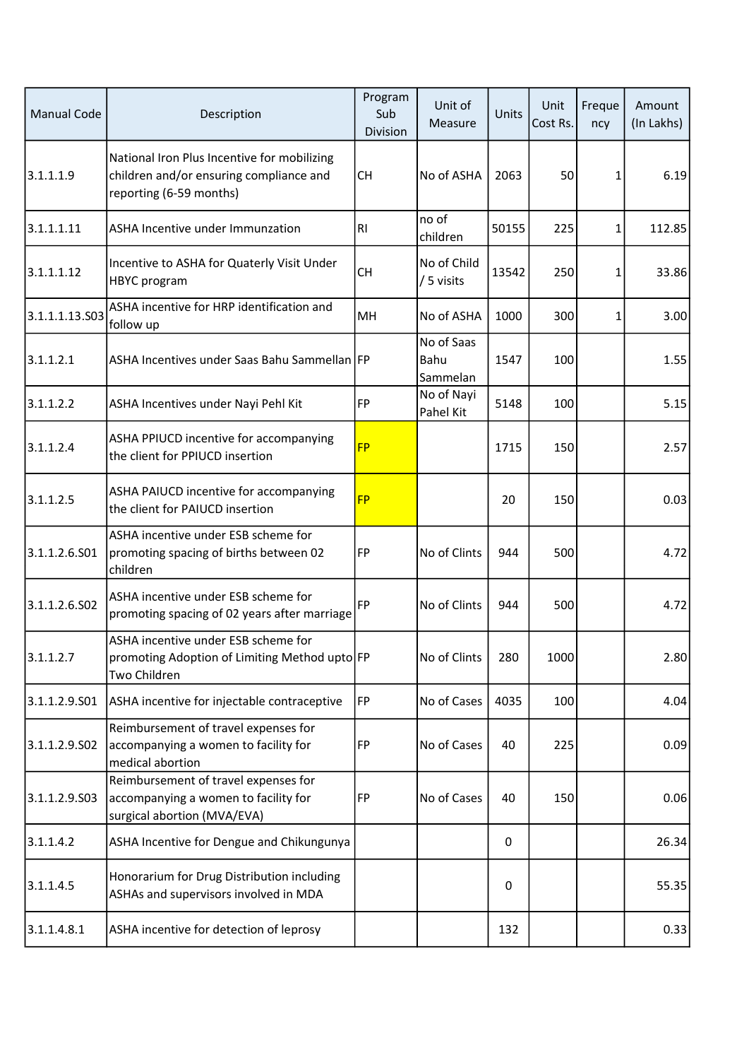| Manual Code | Description | Program Sub Division | Unit of Measure | Units | Unit Cost Rs. | Frequency | Amount (In Lakhs) |
|---|---|---|---|---|---|---|---|
| 3.1.1.1.9 | National Iron Plus Incentive for mobilizing children and/or ensuring compliance and reporting (6-59 months) | CH | No of ASHA | 2063 | 50 | 1 | 6.19 |
| 3.1.1.1.11 | ASHA Incentive under Immunzation | RI | no of children | 50155 | 225 | 1 | 112.85 |
| 3.1.1.1.12 | Incentive to ASHA for Quaterly Visit Under HBYC program | CH | No of Child / 5 visits | 13542 | 250 | 1 | 33.86 |
| 3.1.1.1.13.S03 | ASHA incentive for HRP identification and follow up | MH | No of ASHA | 1000 | 300 | 1 | 3.00 |
| 3.1.1.2.1 | ASHA Incentives under Saas Bahu Sammellan | FP | No of Saas Bahu Sammelan | 1547 | 100 | | 1.55 |
| 3.1.1.2.2 | ASHA Incentives under Nayi Pehl Kit | FP | No of Nayi Pahel Kit | 5148 | 100 | | 5.15 |
| 3.1.1.2.4 | ASHA PPIUCD incentive for accompanying the client for PPIUCD insertion | FP | | 1715 | 150 | | 2.57 |
| 3.1.1.2.5 | ASHA PAIUCD incentive for accompanying the client for PAIUCD insertion | FP | | 20 | 150 | | 0.03 |
| 3.1.1.2.6.S01 | ASHA incentive under ESB scheme for promoting spacing of births between 02 children | FP | No of Clints | 944 | 500 | | 4.72 |
| 3.1.1.2.6.S02 | ASHA incentive under ESB scheme for promoting spacing of 02 years after marriage | FP | No of Clints | 944 | 500 | | 4.72 |
| 3.1.1.2.7 | ASHA incentive under ESB scheme for promoting Adoption of Limiting Method upto Two Children | FP | No of Clints | 280 | 1000 | | 2.80 |
| 3.1.1.2.9.S01 | ASHA incentive for injectable contraceptive | FP | No of Cases | 4035 | 100 | | 4.04 |
| 3.1.1.2.9.S02 | Reimbursement of travel expenses for accompanying a women to facility for medical abortion | FP | No of Cases | 40 | 225 | | 0.09 |
| 3.1.1.2.9.S03 | Reimbursement of travel expenses for accompanying a women to facility for surgical abortion (MVA/EVA) | FP | No of Cases | 40 | 150 | | 0.06 |
| 3.1.1.4.2 | ASHA Incentive for Dengue and Chikungunya | | | 0 | | | 26.34 |
| 3.1.1.4.5 | Honorarium for Drug Distribution including ASHAs and supervisors involved in MDA | | | 0 | | | 55.35 |
| 3.1.1.4.8.1 | ASHA incentive for detection of leprosy | | | 132 | | | 0.33 |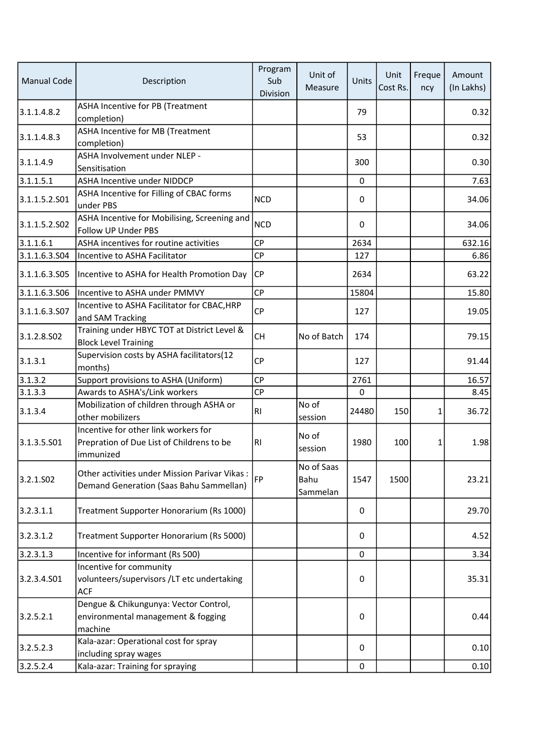| Manual Code | Description | Program Sub Division | Unit of Measure | Units | Unit Cost Rs. | Frequency | Amount (In Lakhs) |
|---|---|---|---|---|---|---|---|
| 3.1.1.4.8.2 | ASHA Incentive for PB (Treatment completion) | | | 79 | | | 0.32 |
| 3.1.1.4.8.3 | ASHA Incentive for MB (Treatment completion) | | | 53 | | | 0.32 |
| 3.1.1.4.9 | ASHA Involvement under NLEP - Sensitisation | | | 300 | | | 0.30 |
| 3.1.1.5.1 | ASHA Incentive under NIDDCP | | | 0 | | | 7.63 |
| 3.1.1.5.2.S01 | ASHA Incentive for Filling of CBAC forms under PBS | NCD | | 0 | | | 34.06 |
| 3.1.1.5.2.S02 | ASHA Incentive for Mobilising, Screening and Follow UP Under PBS | NCD | | 0 | | | 34.06 |
| 3.1.1.6.1 | ASHA incentives for routine activities | CP | | 2634 | | | 632.16 |
| 3.1.1.6.3.S04 | Incentive to ASHA Facilitator | CP | | 127 | | | 6.86 |
| 3.1.1.6.3.S05 | Incentive to ASHA for Health Promotion Day | CP | | 2634 | | | 63.22 |
| 3.1.1.6.3.S06 | Incentive to ASHA under PMMVY | CP | | 15804 | | | 15.80 |
| 3.1.1.6.3.S07 | Incentive to ASHA Facilitator for CBAC,HRP and SAM Tracking | CP | | 127 | | | 19.05 |
| 3.1.2.8.S02 | Training under HBYC TOT at District Level & Block Level Training | CH | No of Batch | 174 | | | 79.15 |
| 3.1.3.1 | Supervision costs by ASHA facilitators(12 months) | CP | | 127 | | | 91.44 |
| 3.1.3.2 | Support provisions to ASHA (Uniform) | CP | | 2761 | | | 16.57 |
| 3.1.3.3 | Awards to ASHA's/Link workers | CP | | 0 | | | 8.45 |
| 3.1.3.4 | Mobilization of children through ASHA or other mobilizers | RI | No of session | 24480 | 150 | 1 | 36.72 |
| 3.1.3.5.S01 | Incentive for other link workers for Prepration of Due List of Childrens to be immunized | RI | No of session | 1980 | 100 | 1 | 1.98 |
| 3.2.1.S02 | Other activities under Mission Parivar Vikas : Demand Generation (Saas Bahu Sammellan) | FP | No of Saas Bahu Sammelan | 1547 | 1500 | | 23.21 |
| 3.2.3.1.1 | Treatment Supporter Honorarium (Rs 1000) | | | 0 | | | 29.70 |
| 3.2.3.1.2 | Treatment Supporter Honorarium (Rs 5000) | | | 0 | | | 4.52 |
| 3.2.3.1.3 | Incentive for informant (Rs 500) | | | 0 | | | 3.34 |
| 3.2.3.4.S01 | Incentive for community volunteers/supervisors /LT etc undertaking ACF | | | 0 | | | 35.31 |
| 3.2.5.2.1 | Dengue & Chikungunya: Vector Control, environmental management & fogging machine | | | 0 | | | 0.44 |
| 3.2.5.2.3 | Kala-azar: Operational cost for spray including spray wages | | | 0 | | | 0.10 |
| 3.2.5.2.4 | Kala-azar: Training for spraying | | | 0 | | | 0.10 |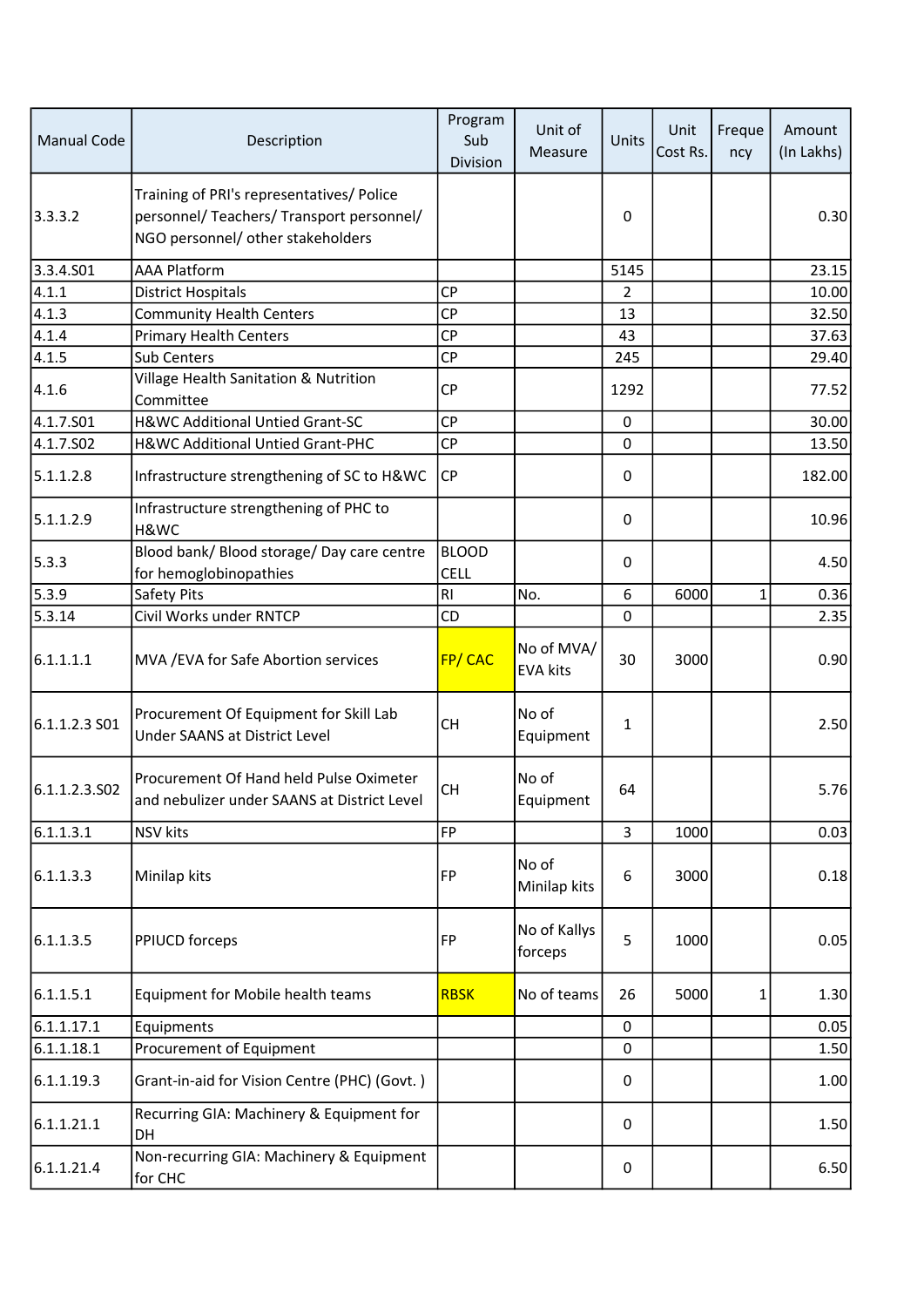| Manual Code | Description | Program Sub Division | Unit of Measure | Units | Unit Cost Rs. | Frequency | Amount (In Lakhs) |
|---|---|---|---|---|---|---|---|
| 3.3.3.2 | Training of PRI's representatives/ Police personnel/ Teachers/ Transport personnel/ NGO personnel/ other stakeholders | | | 0 | | | 0.30 |
| 3.3.4.S01 | AAA Platform | | | 5145 | | | 23.15 |
| 4.1.1 | District Hospitals | CP | | 2 | | | 10.00 |
| 4.1.3 | Community Health Centers | CP | | 13 | | | 32.50 |
| 4.1.4 | Primary Health Centers | CP | | 43 | | | 37.63 |
| 4.1.5 | Sub Centers | CP | | 245 | | | 29.40 |
| 4.1.6 | Village Health Sanitation & Nutrition Committee | CP | | 1292 | | | 77.52 |
| 4.1.7.S01 | H&WC Additional Untied Grant-SC | CP | | 0 | | | 30.00 |
| 4.1.7.S02 | H&WC Additional Untied Grant-PHC | CP | | 0 | | | 13.50 |
| 5.1.1.2.8 | Infrastructure strengthening of SC to H&WC | CP | | 0 | | | 182.00 |
| 5.1.1.2.9 | Infrastructure strengthening of PHC to H&WC | | | 0 | | | 10.96 |
| 5.3.3 | Blood bank/ Blood storage/ Day care centre for hemoglobinopathies | BLOOD CELL | | 0 | | | 4.50 |
| 5.3.9 | Safety Pits | RI | No. | 6 | 6000 | 1 | 0.36 |
| 5.3.14 | Civil Works under RNTCP | CD | | 0 | | | 2.35 |
| 6.1.1.1.1 | MVA /EVA for Safe Abortion services | FP/ CAC | No of MVA/ EVA kits | 30 | 3000 | | 0.90 |
| 6.1.1.2.3 S01 | Procurement Of Equipment for Skill Lab Under SAANS at District Level | CH | No of Equipment | 1 | | | 2.50 |
| 6.1.1.2.3.S02 | Procurement Of Hand held Pulse Oximeter and nebulizer under SAANS at District Level | CH | No of Equipment | 64 | | | 5.76 |
| 6.1.1.3.1 | NSV kits | FP | | 3 | 1000 | | 0.03 |
| 6.1.1.3.3 | Minilap kits | FP | No of Minilap kits | 6 | 3000 | | 0.18 |
| 6.1.1.3.5 | PPIUCD forceps | FP | No of Kallys forceps | 5 | 1000 | | 0.05 |
| 6.1.1.5.1 | Equipment for Mobile health teams | RBSK | No of teams | 26 | 5000 | 1 | 1.30 |
| 6.1.1.17.1 | Equipments | | | 0 | | | 0.05 |
| 6.1.1.18.1 | Procurement of Equipment | | | 0 | | | 1.50 |
| 6.1.1.19.3 | Grant-in-aid for Vision Centre (PHC) (Govt. ) | | | 0 | | | 1.00 |
| 6.1.1.21.1 | Recurring GIA: Machinery & Equipment for DH | | | 0 | | | 1.50 |
| 6.1.1.21.4 | Non-recurring GIA: Machinery & Equipment for CHC | | | 0 | | | 6.50 |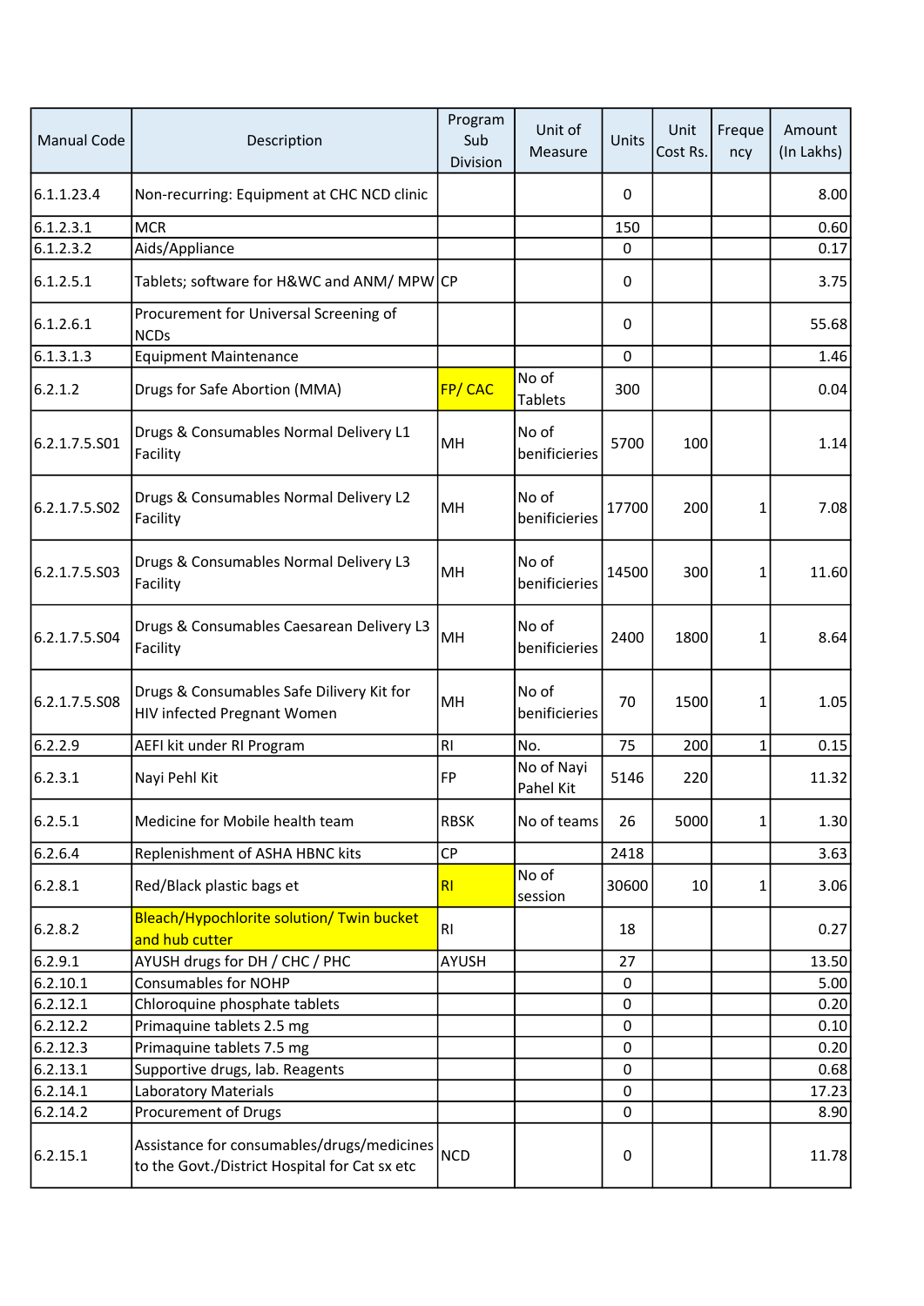| Manual Code | Description | Program Sub Division | Unit of Measure | Units | Unit Cost Rs. | Frequency | Amount (In Lakhs) |
|---|---|---|---|---|---|---|---|
| 6.1.1.23.4 | Non-recurring: Equipment at CHC NCD clinic | | | 0 | | | 8.00 |
| 6.1.2.3.1 | MCR | | | 150 | | | 0.60 |
| 6.1.2.3.2 | Aids/Appliance | | | 0 | | | 0.17 |
| 6.1.2.5.1 | Tablets; software for H&WC and ANM/ MPW | CP | | 0 | | | 3.75 |
| 6.1.2.6.1 | Procurement for Universal Screening of NCDs | | | 0 | | | 55.68 |
| 6.1.3.1.3 | Equipment Maintenance | | | 0 | | | 1.46 |
| 6.2.1.2 | Drugs for Safe Abortion (MMA) | FP/ CAC | No of Tablets | 300 | | | 0.04 |
| 6.2.1.7.5.S01 | Drugs & Consumables Normal Delivery L1 Facility | MH | No of benificieries | 5700 | 100 | | 1.14 |
| 6.2.1.7.5.S02 | Drugs & Consumables Normal Delivery L2 Facility | MH | No of benificieries | 17700 | 200 | 1 | 7.08 |
| 6.2.1.7.5.S03 | Drugs & Consumables Normal Delivery L3 Facility | MH | No of benificieries | 14500 | 300 | 1 | 11.60 |
| 6.2.1.7.5.S04 | Drugs & Consumables Caesarean Delivery L3 Facility | MH | No of benificieries | 2400 | 1800 | 1 | 8.64 |
| 6.2.1.7.5.S08 | Drugs & Consumables Safe Dilivery Kit for HIV infected Pregnant Women | MH | No of benificieries | 70 | 1500 | 1 | 1.05 |
| 6.2.2.9 | AEFI kit under RI Program | RI | No. | 75 | 200 | 1 | 0.15 |
| 6.2.3.1 | Nayi Pehl Kit | FP | No of Nayi Pahel Kit | 5146 | 220 | | 11.32 |
| 6.2.5.1 | Medicine for Mobile health team | RBSK | No of teams | 26 | 5000 | 1 | 1.30 |
| 6.2.6.4 | Replenishment of ASHA HBNC kits | CP | | 2418 | | | 3.63 |
| 6.2.8.1 | Red/Black plastic bags et | RI | No of session | 30600 | 10 | 1 | 3.06 |
| 6.2.8.2 | Bleach/Hypochlorite solution/ Twin bucket and hub cutter | RI | | 18 | | | 0.27 |
| 6.2.9.1 | AYUSH drugs for DH / CHC / PHC | AYUSH | | 27 | | | 13.50 |
| 6.2.10.1 | Consumables for NOHP | | | 0 | | | 5.00 |
| 6.2.12.1 | Chloroquine phosphate tablets | | | 0 | | | 0.20 |
| 6.2.12.2 | Primaquine tablets 2.5 mg | | | 0 | | | 0.10 |
| 6.2.12.3 | Primaquine tablets 7.5 mg | | | 0 | | | 0.20 |
| 6.2.13.1 | Supportive drugs, lab. Reagents | | | 0 | | | 0.68 |
| 6.2.14.1 | Laboratory Materials | | | 0 | | | 17.23 |
| 6.2.14.2 | Procurement of Drugs | | | 0 | | | 8.90 |
| 6.2.15.1 | Assistance for consumables/drugs/medicines to the Govt./District Hospital for Cat sx etc | NCD | | 0 | | | 11.78 |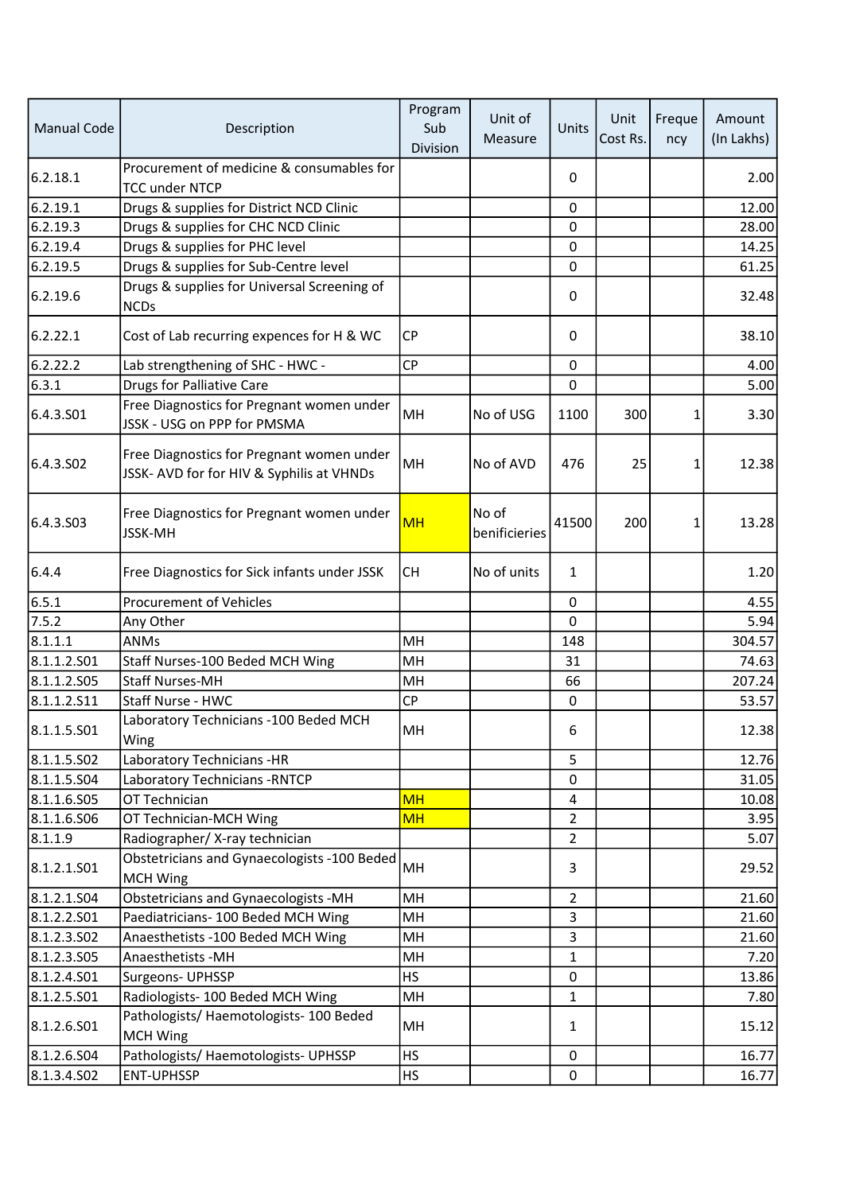| Manual Code | Description | Program Sub Division | Unit of Measure | Units | Unit Cost Rs. | Frequency | Amount (In Lakhs) |
|---|---|---|---|---|---|---|---|
| 6.2.18.1 | Procurement of medicine & consumables for TCC under NTCP | | | 0 | | | 2.00 |
| 6.2.19.1 | Drugs & supplies for District NCD Clinic | | | 0 | | | 12.00 |
| 6.2.19.3 | Drugs & supplies for CHC NCD Clinic | | | 0 | | | 28.00 |
| 6.2.19.4 | Drugs & supplies for PHC level | | | 0 | | | 14.25 |
| 6.2.19.5 | Drugs & supplies for Sub-Centre level | | | 0 | | | 61.25 |
| 6.2.19.6 | Drugs & supplies for Universal Screening of NCDs | | | 0 | | | 32.48 |
| 6.2.22.1 | Cost of Lab recurring expences for H & WC | CP | | 0 | | | 38.10 |
| 6.2.22.2 | Lab strengthening of SHC - HWC - | CP | | 0 | | | 4.00 |
| 6.3.1 | Drugs for Palliative Care | | | 0 | | | 5.00 |
| 6.4.3.S01 | Free Diagnostics for Pregnant women under JSSK - USG on PPP for PMSMA | MH | No of USG | 1100 | 300 | 1 | 3.30 |
| 6.4.3.S02 | Free Diagnostics for Pregnant women under JSSK- AVD for for HIV & Syphilis at VHNDs | MH | No of AVD | 476 | 25 | 1 | 12.38 |
| 6.4.3.S03 | Free Diagnostics for Pregnant women under JSSK-MH | MH | No of benificieries | 41500 | 200 | 1 | 13.28 |
| 6.4.4 | Free Diagnostics for Sick infants under JSSK | CH | No of units | 1 | | | 1.20 |
| 6.5.1 | Procurement of Vehicles | | | 0 | | | 4.55 |
| 7.5.2 | Any Other | | | 0 | | | 5.94 |
| 8.1.1.1 | ANMs | MH | | 148 | | | 304.57 |
| 8.1.1.2.S01 | Staff Nurses-100 Beded MCH Wing | MH | | 31 | | | 74.63 |
| 8.1.1.2.S05 | Staff Nurses-MH | MH | | 66 | | | 207.24 |
| 8.1.1.2.S11 | Staff Nurse - HWC | CP | | 0 | | | 53.57 |
| 8.1.1.5.S01 | Laboratory Technicians -100 Beded MCH Wing | MH | | 6 | | | 12.38 |
| 8.1.1.5.S02 | Laboratory Technicians -HR | | | 5 | | | 12.76 |
| 8.1.1.5.S04 | Laboratory Technicians -RNTCP | | | 0 | | | 31.05 |
| 8.1.1.6.S05 | OT Technician | MH | | 4 | | | 10.08 |
| 8.1.1.6.S06 | OT Technician-MCH Wing | MH | | 2 | | | 3.95 |
| 8.1.1.9 | Radiographer/ X-ray technician | | | 2 | | | 5.07 |
| 8.1.2.1.S01 | Obstetricians and Gynaecologists -100 Beded MCH Wing | MH | | 3 | | | 29.52 |
| 8.1.2.1.S04 | Obstetricians and Gynaecologists -MH | MH | | 2 | | | 21.60 |
| 8.1.2.2.S01 | Paediatricians- 100 Beded MCH Wing | MH | | 3 | | | 21.60 |
| 8.1.2.3.S02 | Anaesthetists -100 Beded MCH Wing | MH | | 3 | | | 21.60 |
| 8.1.2.3.S05 | Anaesthetists -MH | MH | | 1 | | | 7.20 |
| 8.1.2.4.S01 | Surgeons- UPHSSP | HS | | 0 | | | 13.86 |
| 8.1.2.5.S01 | Radiologists- 100 Beded MCH Wing | MH | | 1 | | | 7.80 |
| 8.1.2.6.S01 | Pathologists/ Haematologists- 100 Beded MCH Wing | MH | | 1 | | | 15.12 |
| 8.1.2.6.S04 | Pathologists/ Haematologists- UPHSSP | HS | | 0 | | | 16.77 |
| 8.1.3.4.S02 | ENT-UPHSSP | HS | | 0 | | | 16.77 |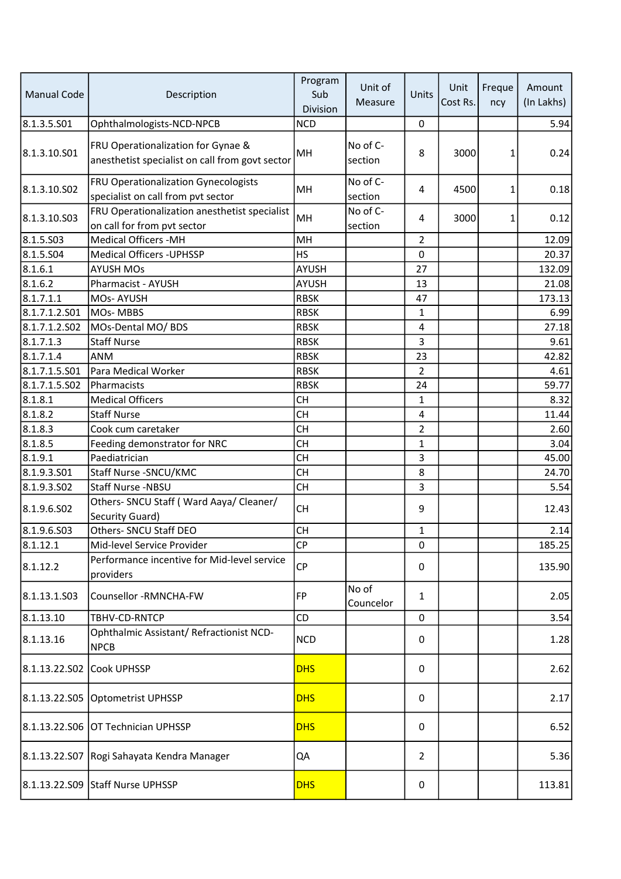| Manual Code | Description | Program Sub Division | Unit of Measure | Units | Unit Cost Rs. | Frequency | Amount (In Lakhs) |
|---|---|---|---|---|---|---|---|
| 8.1.3.5.S01 | Ophthalmologists-NCD-NPCB | NCD | | 0 | | | 5.94 |
| 8.1.3.10.S01 | FRU Operationalization for Gynae & anesthetist specialist on call from govt sector | MH | No of C-section | 8 | 3000 | 1 | 0.24 |
| 8.1.3.10.S02 | FRU Operationalization Gynecologists specialist on call from pvt sector | MH | No of C-section | 4 | 4500 | 1 | 0.18 |
| 8.1.3.10.S03 | FRU Operationalization anesthetist specialist on call for from pvt sector | MH | No of C-section | 4 | 3000 | 1 | 0.12 |
| 8.1.5.S03 | Medical Officers -MH | MH | | 2 | | | 12.09 |
| 8.1.5.S04 | Medical Officers -UPHSSP | HS | | 0 | | | 20.37 |
| 8.1.6.1 | AYUSH MOs | AYUSH | | 27 | | | 132.09 |
| 8.1.6.2 | Pharmacist - AYUSH | AYUSH | | 13 | | | 21.08 |
| 8.1.7.1.1 | MOs- AYUSH | RBSK | | 47 | | | 173.13 |
| 8.1.7.1.2.S01 | MOs- MBBS | RBSK | | 1 | | | 6.99 |
| 8.1.7.1.2.S02 | MOs-Dental MO/ BDS | RBSK | | 4 | | | 27.18 |
| 8.1.7.1.3 | Staff Nurse | RBSK | | 3 | | | 9.61 |
| 8.1.7.1.4 | ANM | RBSK | | 23 | | | 42.82 |
| 8.1.7.1.5.S01 | Para Medical Worker | RBSK | | 2 | | | 4.61 |
| 8.1.7.1.5.S02 | Pharmacists | RBSK | | 24 | | | 59.77 |
| 8.1.8.1 | Medical Officers | CH | | 1 | | | 8.32 |
| 8.1.8.2 | Staff Nurse | CH | | 4 | | | 11.44 |
| 8.1.8.3 | Cook cum caretaker | CH | | 2 | | | 2.60 |
| 8.1.8.5 | Feeding demonstrator for NRC | CH | | 1 | | | 3.04 |
| 8.1.9.1 | Paediatrician | CH | | 3 | | | 45.00 |
| 8.1.9.3.S01 | Staff Nurse -SNCU/KMC | CH | | 8 | | | 24.70 |
| 8.1.9.3.S02 | Staff Nurse -NBSU | CH | | 3 | | | 5.54 |
| 8.1.9.6.S02 | Others- SNCU Staff ( Ward Aaya/ Cleaner/ Security Guard) | CH | | 9 | | | 12.43 |
| 8.1.9.6.S03 | Others- SNCU Staff DEO | CH | | 1 | | | 2.14 |
| 8.1.12.1 | Mid-level Service Provider | CP | | 0 | | | 185.25 |
| 8.1.12.2 | Performance incentive for Mid-level service providers | CP | | 0 | | | 135.90 |
| 8.1.13.1.S03 | Counsellor -RMNCHA-FW | FP | No of Councelor | 1 | | | 2.05 |
| 8.1.13.10 | TBHV-CD-RNTCP | CD | | 0 | | | 3.54 |
| 8.1.13.16 | Ophthalmic Assistant/ Refractionist NCD-NPCB | NCD | | 0 | | | 1.28 |
| 8.1.13.22.S02 | Cook UPHSSP | DHS | | 0 | | | 2.62 |
| 8.1.13.22.S05 | Optometrist UPHSSP | DHS | | 0 | | | 2.17 |
| 8.1.13.22.S06 | OT Technician UPHSSP | DHS | | 0 | | | 6.52 |
| 8.1.13.22.S07 | Rogi Sahayata Kendra Manager | QA | | 2 | | | 5.36 |
| 8.1.13.22.S09 | Staff Nurse UPHSSP | DHS | | 0 | | | 113.81 |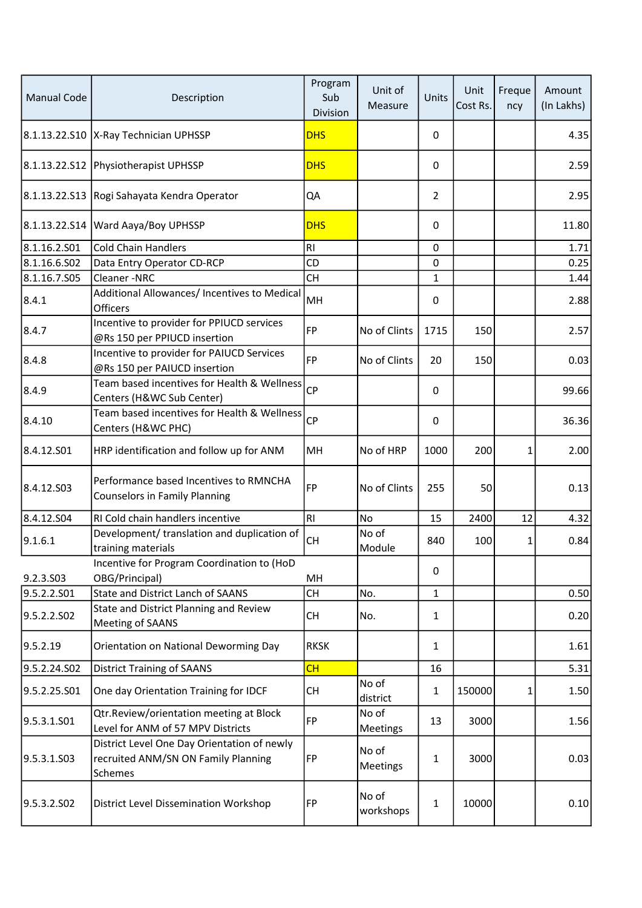| Manual Code | Description | Program Sub Division | Unit of Measure | Units | Unit Cost Rs. | Frequency | Amount (In Lakhs) |
|---|---|---|---|---|---|---|---|
| 8.1.13.22.S10 | X-Ray Technician UPHSSP | DHS | | 0 | | | 4.35 |
| 8.1.13.22.S12 | Physiotherapist UPHSSP | DHS | | 0 | | | 2.59 |
| 8.1.13.22.S13 | Rogi Sahayata Kendra Operator | QA | | 2 | | | 2.95 |
| 8.1.13.22.S14 | Ward Aaya/Boy UPHSSP | DHS | | 0 | | | 11.80 |
| 8.1.16.2.S01 | Cold Chain Handlers | RI | | 0 | | | 1.71 |
| 8.1.16.6.S02 | Data Entry Operator CD-RCP | CD | | 0 | | | 0.25 |
| 8.1.16.7.S05 | Cleaner -NRC | CH | | 1 | | | 1.44 |
| 8.4.1 | Additional Allowances/ Incentives to Medical Officers | MH | | 0 | | | 2.88 |
| 8.4.7 | Incentive to provider for PPIUCD services @Rs 150 per PPIUCD insertion | FP | No of Clints | 1715 | 150 | | 2.57 |
| 8.4.8 | Incentive to provider for PAIUCD Services @Rs 150 per PAIUCD insertion | FP | No of Clints | 20 | 150 | | 0.03 |
| 8.4.9 | Team based incentives for Health & Wellness Centers (H&WC Sub Center) | CP | | 0 | | | 99.66 |
| 8.4.10 | Team based incentives for Health & Wellness Centers (H&WC PHC) | CP | | 0 | | | 36.36 |
| 8.4.12.S01 | HRP identification and follow up for ANM | MH | No of HRP | 1000 | 200 | 1 | 2.00 |
| 8.4.12.S03 | Performance based Incentives to RMNCHA Counselors in Family Planning | FP | No of Clints | 255 | 50 | | 0.13 |
| 8.4.12.S04 | RI Cold chain handlers incentive | RI | No | 15 | 2400 | 12 | 4.32 |
| 9.1.6.1 | Development/ translation and duplication of training materials | CH | No of Module | 840 | 100 | 1 | 0.84 |
| 9.2.3.S03 | Incentive for Program Coordination to (HoD OBG/Principal) | MH | | 0 | | | |
| 9.5.2.2.S01 | State and District Lanch of SAANS | CH | No. | 1 | | | 0.50 |
| 9.5.2.2.S02 | State and District Planning and Review Meeting of SAANS | CH | No. | 1 | | | 0.20 |
| 9.5.2.19 | Orientation on National Deworming Day | RKSK | | 1 | | | 1.61 |
| 9.5.2.24.S02 | District Training of SAANS | CH | | 16 | | | 5.31 |
| 9.5.2.25.S01 | One day Orientation Training for IDCF | CH | No of district | 1 | 150000 | 1 | 1.50 |
| 9.5.3.1.S01 | Qtr.Review/orientation meeting at Block Level for ANM of 57 MPV Districts | FP | No of Meetings | 13 | 3000 | | 1.56 |
| 9.5.3.1.S03 | District Level One Day Orientation of newly recruited ANM/SN ON Family Planning Schemes | FP | No of Meetings | 1 | 3000 | | 0.03 |
| 9.5.3.2.S02 | District Level Dissemination Workshop | FP | No of workshops | 1 | 10000 | | 0.10 |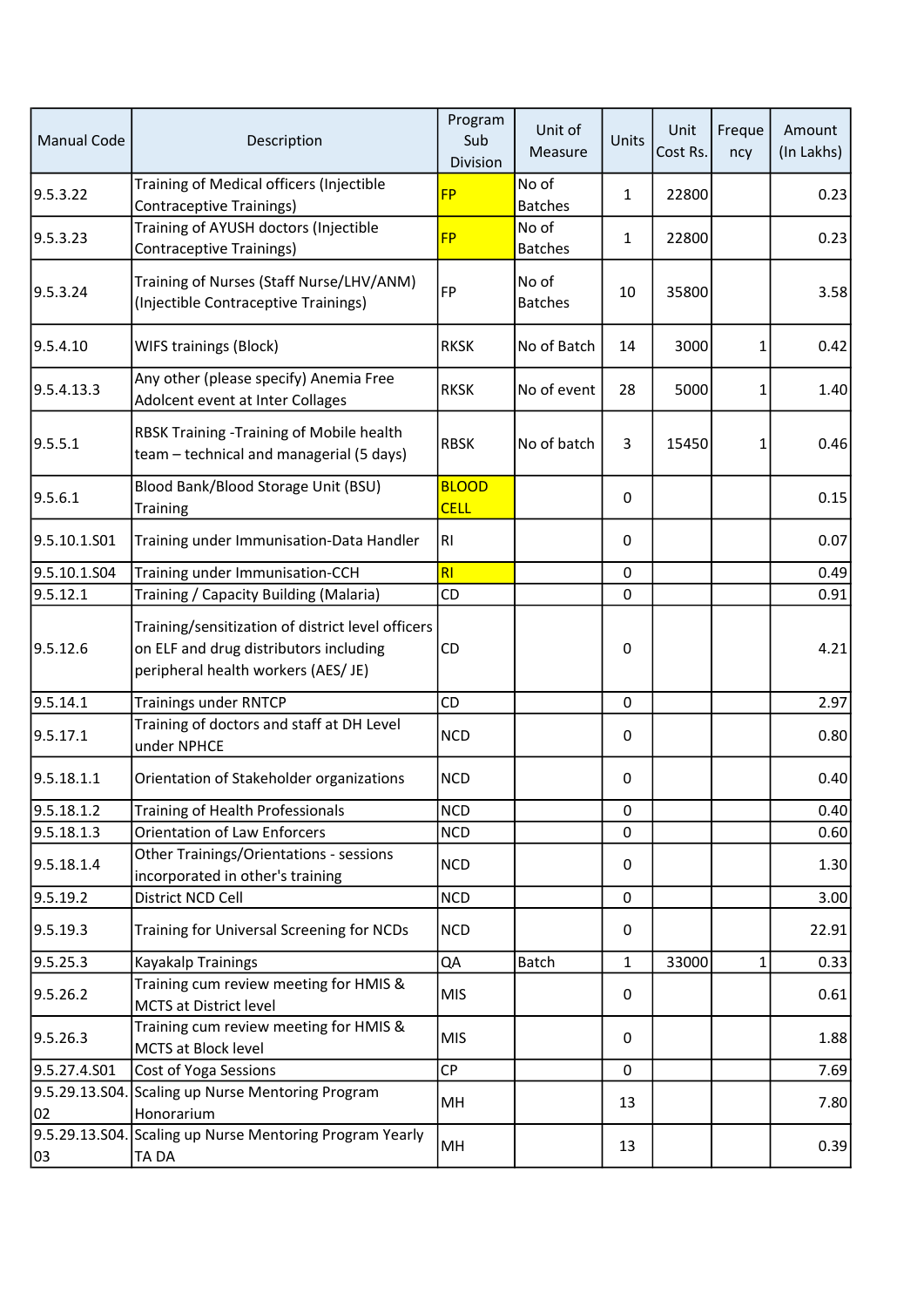| Manual Code | Description | Program Sub Division | Unit of Measure | Units | Unit Cost Rs. | Frequency | Amount (In Lakhs) |
|---|---|---|---|---|---|---|---|
| 9.5.3.22 | Training of Medical officers (Injectible Contraceptive Trainings) | FP | No of Batches | 1 | 22800 | | 0.23 |
| 9.5.3.23 | Training of AYUSH doctors (Injectible Contraceptive Trainings) | FP | No of Batches | 1 | 22800 | | 0.23 |
| 9.5.3.24 | Training of Nurses (Staff Nurse/LHV/ANM) (Injectible Contraceptive Trainings) | FP | No of Batches | 10 | 35800 | | 3.58 |
| 9.5.4.10 | WIFS trainings (Block) | RKSK | No of Batch | 14 | 3000 | 1 | 0.42 |
| 9.5.4.13.3 | Any other (please specify) Anemia Free Adolcent event at Inter Collages | RKSK | No of event | 28 | 5000 | 1 | 1.40 |
| 9.5.5.1 | RBSK Training -Training of Mobile health team – technical and managerial (5 days) | RBSK | No of batch | 3 | 15450 | 1 | 0.46 |
| 9.5.6.1 | Blood Bank/Blood Storage Unit (BSU) Training | BLOOD CELL | | 0 | | | 0.15 |
| 9.5.10.1.S01 | Training under Immunisation-Data Handler | RI | | 0 | | | 0.07 |
| 9.5.10.1.S04 | Training under Immunisation-CCH | RI | | 0 | | | 0.49 |
| 9.5.12.1 | Training / Capacity Building (Malaria) | CD | | 0 | | | 0.91 |
| 9.5.12.6 | Training/sensitization of district level officers on ELF and drug distributors including peripheral health workers (AES/ JE) | CD | | 0 | | | 4.21 |
| 9.5.14.1 | Trainings under RNTCP | CD | | 0 | | | 2.97 |
| 9.5.17.1 | Training of doctors and staff at DH Level under NPHCE | NCD | | 0 | | | 0.80 |
| 9.5.18.1.1 | Orientation of Stakeholder organizations | NCD | | 0 | | | 0.40 |
| 9.5.18.1.2 | Training of Health Professionals | NCD | | 0 | | | 0.40 |
| 9.5.18.1.3 | Orientation of Law Enforcers | NCD | | 0 | | | 0.60 |
| 9.5.18.1.4 | Other Trainings/Orientations - sessions incorporated in other's training | NCD | | 0 | | | 1.30 |
| 9.5.19.2 | District NCD Cell | NCD | | 0 | | | 3.00 |
| 9.5.19.3 | Training for Universal Screening for NCDs | NCD | | 0 | | | 22.91 |
| 9.5.25.3 | Kayakalp Trainings | QA | Batch | 1 | 33000 | 1 | 0.33 |
| 9.5.26.2 | Training cum review meeting for HMIS & MCTS at District level | MIS | | 0 | | | 0.61 |
| 9.5.26.3 | Training cum review meeting for HMIS & MCTS at Block level | MIS | | 0 | | | 1.88 |
| 9.5.27.4.S01 | Cost of Yoga Sessions | CP | | 0 | | | 7.69 |
| 9.5.29.13.S04.02 | Scaling up Nurse Mentoring Program Honorarium | MH | | 13 | | | 7.80 |
| 9.5.29.13.S04.03 | Scaling up Nurse Mentoring Program Yearly TA DA | MH | | 13 | | | 0.39 |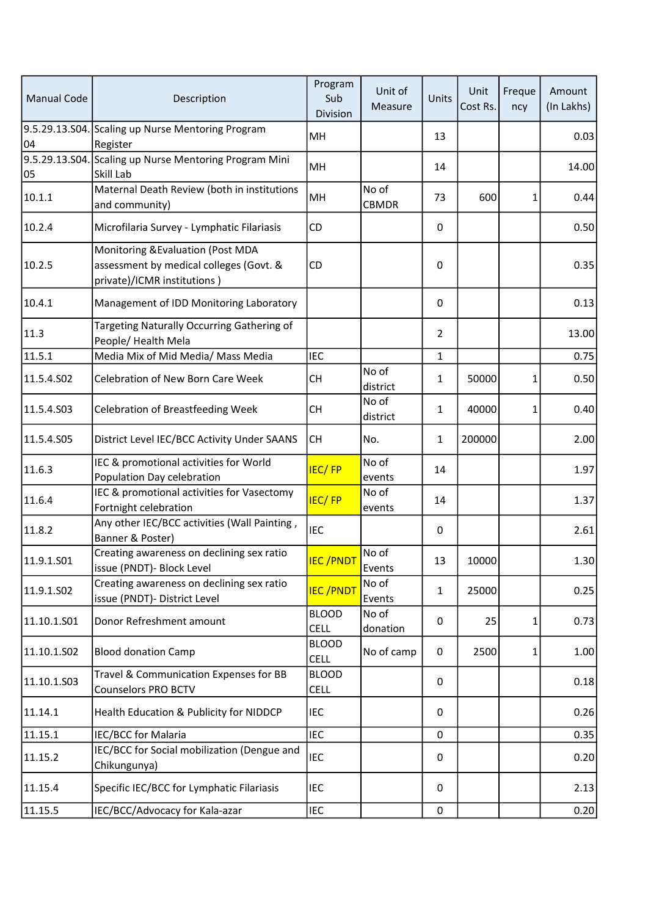| Manual Code | Description | Program Sub Division | Unit of Measure | Units | Unit Cost Rs. | Frequency | Amount (In Lakhs) |
|---|---|---|---|---|---|---|---|
| 9.5.29.13.S04.04 | Scaling up Nurse Mentoring Program Register | MH | | 13 | | | 0.03 |
| 9.5.29.13.S04.05 | Scaling up Nurse Mentoring Program Mini Skill Lab | MH | | 14 | | | 14.00 |
| 10.1.1 | Maternal Death Review (both in institutions and community) | MH | No of CBMDR | 73 | 600 | 1 | 0.44 |
| 10.2.4 | Microfilaria Survey - Lymphatic Filariasis | CD | | 0 | | | 0.50 |
| 10.2.5 | Monitoring &Evaluation (Post MDA assessment by medical colleges (Govt. & private)/ICMR institutions ) | CD | | 0 | | | 0.35 |
| 10.4.1 | Management of IDD Monitoring Laboratory | | | 0 | | | 0.13 |
| 11.3 | Targeting Naturally Occurring Gathering of People/ Health Mela | | | 2 | | | 13.00 |
| 11.5.1 | Media Mix of Mid Media/ Mass Media | IEC | | 1 | | | 0.75 |
| 11.5.4.S02 | Celebration of New Born Care Week | CH | No of district | 1 | 50000 | 1 | 0.50 |
| 11.5.4.S03 | Celebration of Breastfeeding Week | CH | No of district | 1 | 40000 | 1 | 0.40 |
| 11.5.4.S05 | District Level IEC/BCC Activity Under SAANS | CH | No. | 1 | 200000 | | 2.00 |
| 11.6.3 | IEC & promotional activities for World Population Day celebration | IEC/ FP | No of events | 14 | | | 1.97 |
| 11.6.4 | IEC & promotional activities for Vasectomy Fortnight celebration | IEC/ FP | No of events | 14 | | | 1.37 |
| 11.8.2 | Any other IEC/BCC activities (Wall Painting , Banner & Poster) | IEC | | 0 | | | 2.61 |
| 11.9.1.S01 | Creating awareness on declining sex ratio issue (PNDT)- Block Level | IEC /PNDT | No of Events | 13 | 10000 | | 1.30 |
| 11.9.1.S02 | Creating awareness on declining sex ratio issue (PNDT)- District Level | IEC /PNDT | No of Events | 1 | 25000 | | 0.25 |
| 11.10.1.S01 | Donor Refreshment amount | BLOOD CELL | No of donation | 0 | 25 | 1 | 0.73 |
| 11.10.1.S02 | Blood donation Camp | BLOOD CELL | No of camp | 0 | 2500 | 1 | 1.00 |
| 11.10.1.S03 | Travel & Communication Expenses for BB Counselors PRO BCTV | BLOOD CELL | | 0 | | | 0.18 |
| 11.14.1 | Health Education & Publicity for NIDDCP | IEC | | 0 | | | 0.26 |
| 11.15.1 | IEC/BCC for Malaria | IEC | | 0 | | | 0.35 |
| 11.15.2 | IEC/BCC for Social mobilization (Dengue and Chikungunya) | IEC | | 0 | | | 0.20 |
| 11.15.4 | Specific IEC/BCC for Lymphatic Filariasis | IEC | | 0 | | | 2.13 |
| 11.15.5 | IEC/BCC/Advocacy for Kala-azar | IEC | | 0 | | | 0.20 |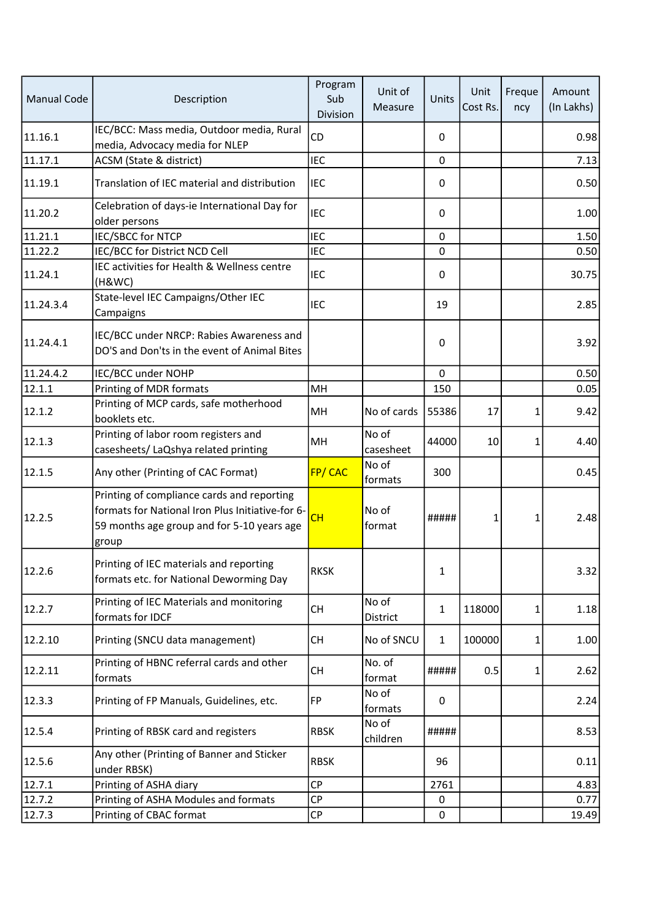| Manual Code | Description | Program Sub Division | Unit of Measure | Units | Unit Cost Rs. | Frequency | Amount (In Lakhs) |
|---|---|---|---|---|---|---|---|
| 11.16.1 | IEC/BCC: Mass media, Outdoor media, Rural media, Advocacy media for NLEP | CD | | 0 | | | 0.98 |
| 11.17.1 | ACSM (State & district) | IEC | | 0 | | | 7.13 |
| 11.19.1 | Translation of IEC material and distribution | IEC | | 0 | | | 0.50 |
| 11.20.2 | Celebration of days-ie International Day for older persons | IEC | | 0 | | | 1.00 |
| 11.21.1 | IEC/SBCC for NTCP | IEC | | 0 | | | 1.50 |
| 11.22.2 | IEC/BCC for District NCD Cell | IEC | | 0 | | | 0.50 |
| 11.24.1 | IEC activities for Health & Wellness centre (H&WC) | IEC | | 0 | | | 30.75 |
| 11.24.3.4 | State-level IEC Campaigns/Other IEC Campaigns | IEC | | 19 | | | 2.85 |
| 11.24.4.1 | IEC/BCC under NRCP: Rabies Awareness and DO'S and Don'ts in the event of Animal Bites | | | 0 | | | 3.92 |
| 11.24.4.2 | IEC/BCC under NOHP | | | 0 | | | 0.50 |
| 12.1.1 | Printing of MDR formats | MH | | 150 | | | 0.05 |
| 12.1.2 | Printing of MCP cards, safe motherhood booklets etc. | MH | No of cards | 55386 | 17 | 1 | 9.42 |
| 12.1.3 | Printing of labor room registers and casesheets/ LaQshya related printing | MH | No of casesheet | 44000 | 10 | 1 | 4.40 |
| 12.1.5 | Any other (Printing of CAC Format) | FP/ CAC | No of formats | 300 | | | 0.45 |
| 12.2.5 | Printing of compliance cards and reporting formats for National Iron Plus Initiative-for 6-59 months age group and for 5-10 years age group | CH | No of format | ##### | 1 | 1 | 2.48 |
| 12.2.6 | Printing of IEC materials and reporting formats etc. for National Deworming Day | RKSK | | 1 | | | 3.32 |
| 12.2.7 | Printing of IEC Materials and monitoring formats for IDCF | CH | No of District | 1 | 118000 | 1 | 1.18 |
| 12.2.10 | Printing (SNCU data management) | CH | No of SNCU | 1 | 100000 | 1 | 1.00 |
| 12.2.11 | Printing of HBNC referral cards and other formats | CH | No. of format | ##### | 0.5 | 1 | 2.62 |
| 12.3.3 | Printing of FP Manuals, Guidelines, etc. | FP | No of formats | 0 | | | 2.24 |
| 12.5.4 | Printing of RBSK card and registers | RBSK | No of children | ##### | | | 8.53 |
| 12.5.6 | Any other (Printing of Banner and Sticker under RBSK) | RBSK | | 96 | | | 0.11 |
| 12.7.1 | Printing of ASHA diary | CP | | 2761 | | | 4.83 |
| 12.7.2 | Printing of ASHA Modules and formats | CP | | 0 | | | 0.77 |
| 12.7.3 | Printing of CBAC format | CP | | 0 | | | 19.49 |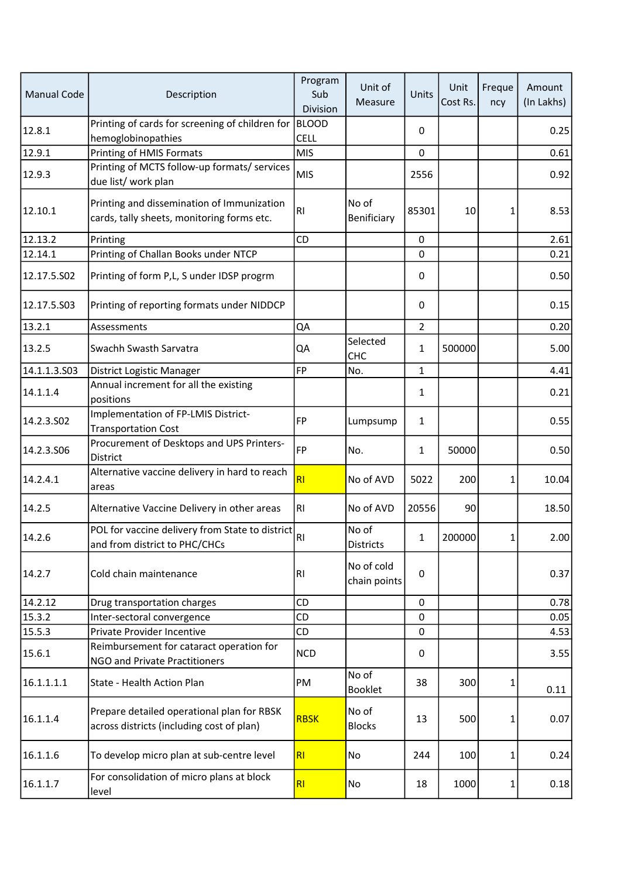| Manual Code | Description | Program Sub Division | Unit of Measure | Units | Unit Cost Rs. | Frequency | Amount (In Lakhs) |
|---|---|---|---|---|---|---|---|
| 12.8.1 | Printing of cards for screening of children for hemoglobinopathies | BLOOD CELL | | 0 | | | 0.25 |
| 12.9.1 | Printing of HMIS Formats | MIS | | 0 | | | 0.61 |
| 12.9.3 | Printing of MCTS follow-up formats/ services due list/ work plan | MIS | | 2556 | | | 0.92 |
| 12.10.1 | Printing and dissemination of Immunization cards, tally sheets, monitoring forms etc. | RI | No of Beneficiary | 85301 | 10 | 1 | 8.53 |
| 12.13.2 | Printing | CD | | 0 | | | 2.61 |
| 12.14.1 | Printing of Challan Books under NTCP | | | 0 | | | 0.21 |
| 12.17.5.S02 | Printing of form P,L, S under IDSP progrm | | | 0 | | | 0.50 |
| 12.17.5.S03 | Printing of reporting formats under NIDDCP | | | 0 | | | 0.15 |
| 13.2.1 | Assessments | QA | | 2 | | | 0.20 |
| 13.2.5 | Swachh Swasth Sarvatra | QA | Selected CHC | 1 | 500000 | | 5.00 |
| 14.1.1.3.S03 | District Logistic Manager | FP | No. | 1 | | | 4.41 |
| 14.1.1.4 | Annual increment for all the existing positions | | | 1 | | | 0.21 |
| 14.2.3.S02 | Implementation of FP-LMIS District-Transportation Cost | FP | Lumpsump | 1 | | | 0.55 |
| 14.2.3.S06 | Procurement of Desktops and UPS Printers-District | FP | No. | 1 | 50000 | | 0.50 |
| 14.2.4.1 | Alternative vaccine delivery in hard to reach areas | RI | No of AVD | 5022 | 200 | 1 | 10.04 |
| 14.2.5 | Alternative Vaccine Delivery in other areas | RI | No of AVD | 20556 | 90 | | 18.50 |
| 14.2.6 | POL for vaccine delivery from State to district and from district to PHC/CHCs | RI | No of Districts | 1 | 200000 | 1 | 2.00 |
| 14.2.7 | Cold chain maintenance | RI | No of cold chain points | 0 | | | 0.37 |
| 14.2.12 | Drug transportation charges | CD | | 0 | | | 0.78 |
| 15.3.2 | Inter-sectoral convergence | CD | | 0 | | | 0.05 |
| 15.5.3 | Private Provider Incentive | CD | | 0 | | | 4.53 |
| 15.6.1 | Reimbursement for cataract operation for NGO and Private Practitioners | NCD | | 0 | | | 3.55 |
| 16.1.1.1.1 | State - Health Action Plan | PM | No of Booklet | 38 | 300 | 1 | 0.11 |
| 16.1.1.4 | Prepare detailed operational plan for RBSK across districts (including cost of plan) | RBSK | No of Blocks | 13 | 500 | 1 | 0.07 |
| 16.1.1.6 | To develop micro plan at sub-centre level | RI | No | 244 | 100 | 1 | 0.24 |
| 16.1.1.7 | For consolidation of micro plans at block level | RI | No | 18 | 1000 | 1 | 0.18 |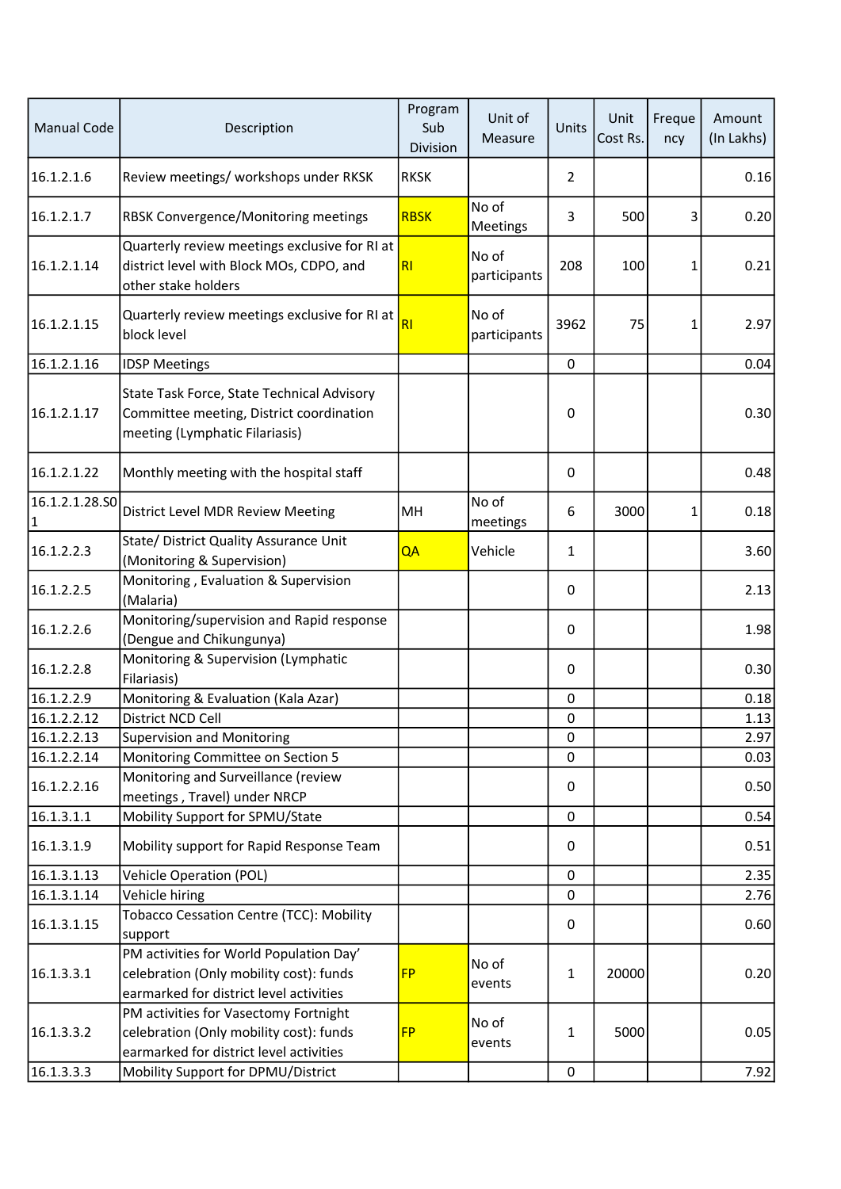| Manual Code | Description | Program Sub Division | Unit of Measure | Units | Unit Cost Rs. | Frequency | Amount (In Lakhs) |
|---|---|---|---|---|---|---|---|
| 16.1.2.1.6 | Review meetings/ workshops under RKSK | RKSK | | 2 | | | 0.16 |
| 16.1.2.1.7 | RBSK Convergence/Monitoring meetings | RBSK | No of Meetings | 3 | 500 | 3 | 0.20 |
| 16.1.2.1.14 | Quarterly review meetings exclusive for RI at district level with Block MOs, CDPO, and other stake holders | RI | No of participants | 208 | 100 | 1 | 0.21 |
| 16.1.2.1.15 | Quarterly review meetings exclusive for RI at block level | RI | No of participants | 3962 | 75 | 1 | 2.97 |
| 16.1.2.1.16 | IDSP Meetings | | | 0 | | | 0.04 |
| 16.1.2.1.17 | State Task Force, State Technical Advisory Committee meeting, District coordination meeting (Lymphatic Filariasis) | | | 0 | | | 0.30 |
| 16.1.2.1.22 | Monthly meeting with the hospital staff | | | 0 | | | 0.48 |
| 16.1.2.1.28.S01 | District Level MDR Review Meeting | MH | No of meetings | 6 | 3000 | 1 | 0.18 |
| 16.1.2.2.3 | State/ District Quality Assurance Unit (Monitoring & Supervision) | QA | Vehicle | 1 | | | 3.60 |
| 16.1.2.2.5 | Monitoring , Evaluation & Supervision (Malaria) | | | 0 | | | 2.13 |
| 16.1.2.2.6 | Monitoring/supervision and Rapid response (Dengue and Chikungunya) | | | 0 | | | 1.98 |
| 16.1.2.2.8 | Monitoring & Supervision (Lymphatic Filariasis) | | | 0 | | | 0.30 |
| 16.1.2.2.9 | Monitoring & Evaluation (Kala Azar) | | | 0 | | | 0.18 |
| 16.1.2.2.12 | District NCD Cell | | | 0 | | | 1.13 |
| 16.1.2.2.13 | Supervision and Monitoring | | | 0 | | | 2.97 |
| 16.1.2.2.14 | Monitoring Committee on Section 5 | | | 0 | | | 0.03 |
| 16.1.2.2.16 | Monitoring and Surveillance (review meetings , Travel) under NRCP | | | 0 | | | 0.50 |
| 16.1.3.1.1 | Mobility Support for SPMU/State | | | 0 | | | 0.54 |
| 16.1.3.1.9 | Mobility support for Rapid Response Team | | | 0 | | | 0.51 |
| 16.1.3.1.13 | Vehicle Operation (POL) | | | 0 | | | 2.35 |
| 16.1.3.1.14 | Vehicle hiring | | | 0 | | | 2.76 |
| 16.1.3.1.15 | Tobacco Cessation Centre (TCC): Mobility support | | | 0 | | | 0.60 |
| 16.1.3.3.1 | PM activities for World Population Day' celebration (Only mobility cost): funds earmarked for district level activities | FP | No of events | 1 | 20000 | | 0.20 |
| 16.1.3.3.2 | PM activities for Vasectomy Fortnight celebration (Only mobility cost): funds earmarked for district level activities | FP | No of events | 1 | 5000 | | 0.05 |
| 16.1.3.3.3 | Mobility Support for DPMU/District | | | 0 | | | 7.92 |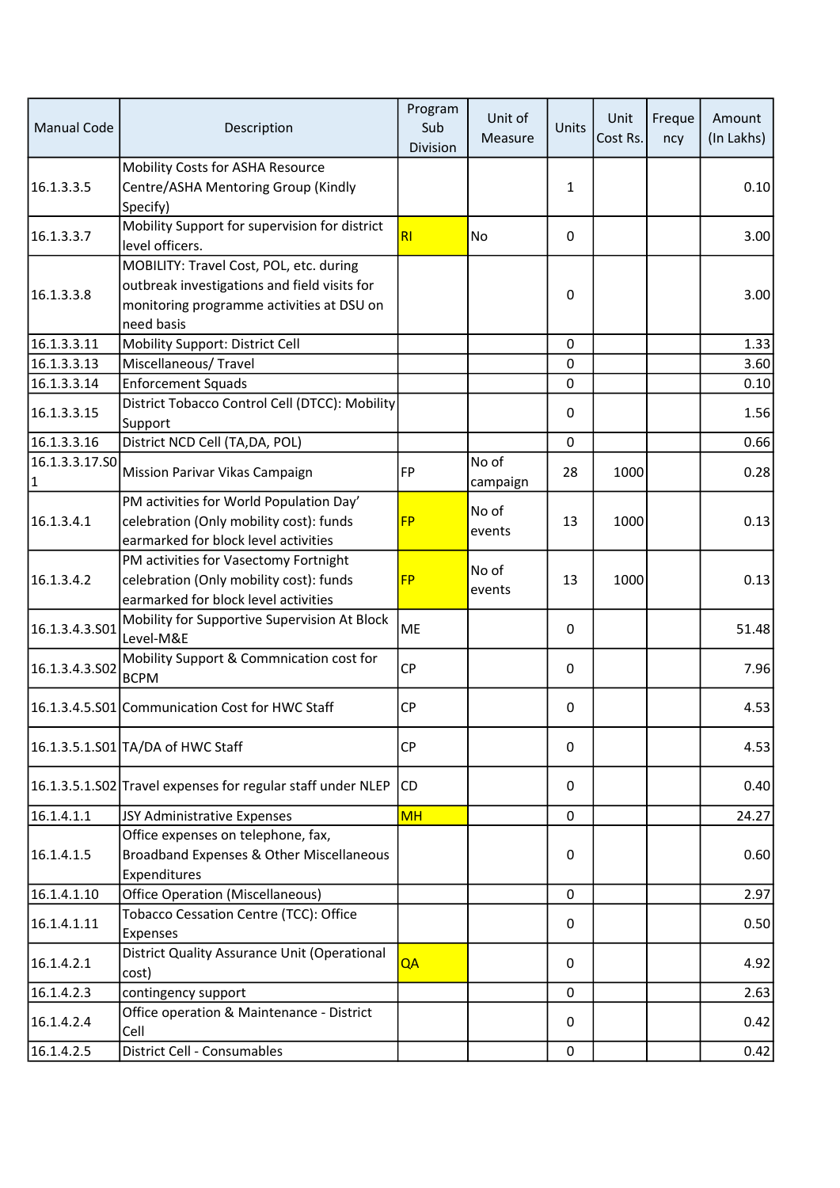| Manual Code | Description | Program Sub Division | Unit of Measure | Units | Unit Cost Rs. | Frequency | Amount (In Lakhs) |
|---|---|---|---|---|---|---|---|
| 16.1.3.3.5 | Mobility Costs for ASHA Resource Centre/ASHA Mentoring Group (Kindly Specify) | | | 1 | | | 0.10 |
| 16.1.3.3.7 | Mobility Support for supervision for district level officers. | RI | No | 0 | | | 3.00 |
| 16.1.3.3.8 | MOBILITY: Travel Cost, POL, etc. during outbreak investigations and field visits for monitoring programme activities at DSU on need basis | | | 0 | | | 3.00 |
| 16.1.3.3.11 | Mobility Support: District Cell | | | 0 | | | 1.33 |
| 16.1.3.3.13 | Miscellaneous/ Travel | | | 0 | | | 3.60 |
| 16.1.3.3.14 | Enforcement Squads | | | 0 | | | 0.10 |
| 16.1.3.3.15 | District Tobacco Control Cell (DTCC): Mobility Support | | | 0 | | | 1.56 |
| 16.1.3.3.16 | District NCD Cell (TA,DA, POL) | | | 0 | | | 0.66 |
| 16.1.3.3.17.S01 | Mission Parivar Vikas Campaign | FP | No of campaign | 28 | 1000 | | 0.28 |
| 16.1.3.4.1 | PM activities for World Population Day' celebration (Only mobility cost): funds earmarked for block level activities | FP | No of events | 13 | 1000 | | 0.13 |
| 16.1.3.4.2 | PM activities for Vasectomy Fortnight celebration (Only mobility cost): funds earmarked for block level activities | FP | No of events | 13 | 1000 | | 0.13 |
| 16.1.3.4.3.S01 | Mobility for Supportive Supervision At Block Level-M&E | ME | | 0 | | | 51.48 |
| 16.1.3.4.3.S02 | Mobility Support & Commnication cost for BCPM | CP | | 0 | | | 7.96 |
| 16.1.3.4.5.S01 | Communication Cost for HWC Staff | CP | | 0 | | | 4.53 |
| 16.1.3.5.1.S01 | TA/DA of HWC Staff | CP | | 0 | | | 4.53 |
| 16.1.3.5.1.S02 | Travel expenses for regular staff under NLEP | CD | | 0 | | | 0.40 |
| 16.1.4.1.1 | JSY Administrative Expenses | MH | | 0 | | | 24.27 |
| 16.1.4.1.5 | Office expenses on telephone, fax, Broadband Expenses & Other Miscellaneous Expenditures | | | 0 | | | 0.60 |
| 16.1.4.1.10 | Office Operation (Miscellaneous) | | | 0 | | | 2.97 |
| 16.1.4.1.11 | Tobacco Cessation Centre (TCC): Office Expenses | | | 0 | | | 0.50 |
| 16.1.4.2.1 | District Quality Assurance Unit (Operational cost) | QA | | 0 | | | 4.92 |
| 16.1.4.2.3 | contingency support | | | 0 | | | 2.63 |
| 16.1.4.2.4 | Office operation & Maintenance - District Cell | | | 0 | | | 0.42 |
| 16.1.4.2.5 | District Cell - Consumables | | | 0 | | | 0.42 |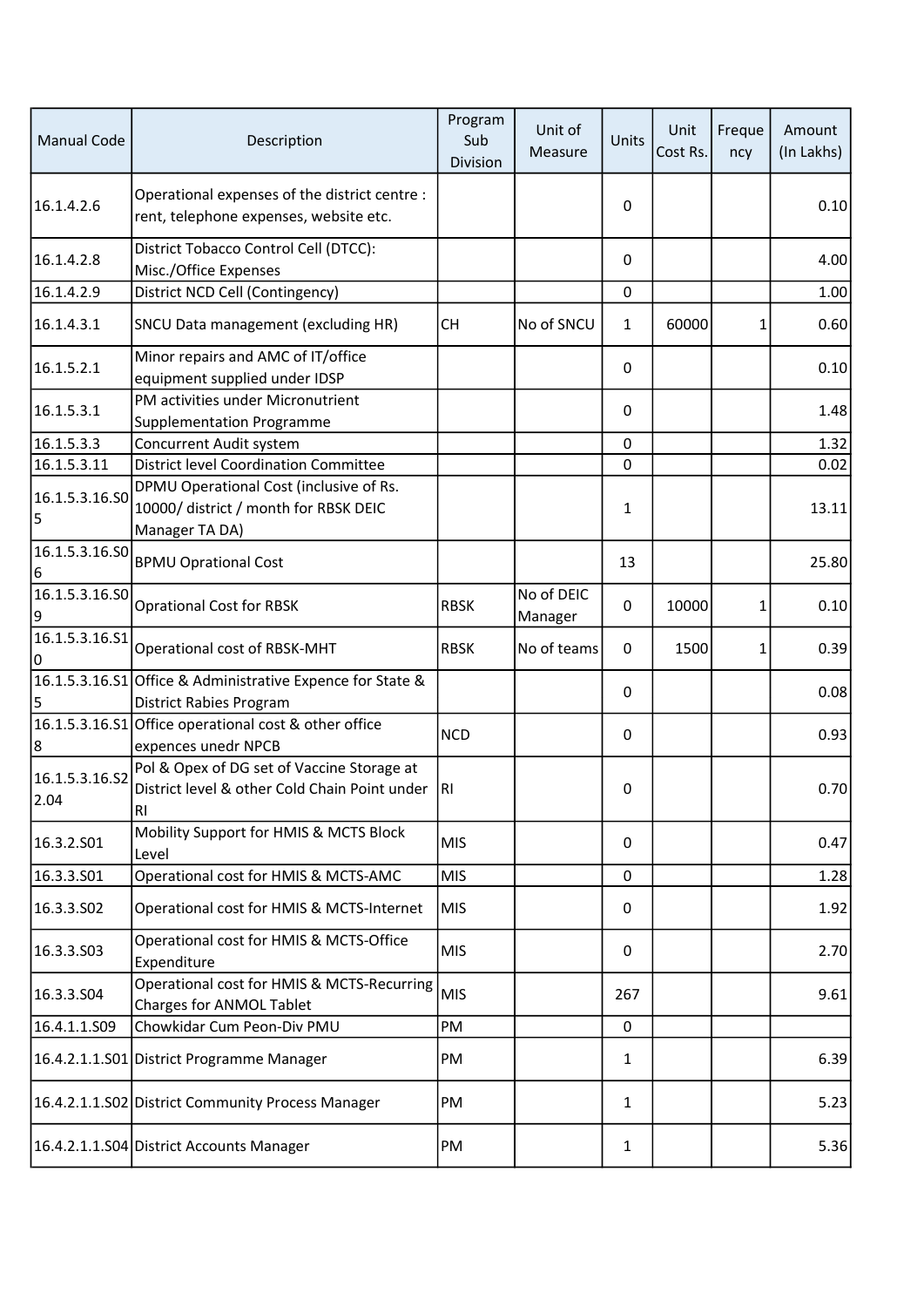| Manual Code | Description | Program Sub Division | Unit of Measure | Units | Unit Cost Rs. | Frequency | Amount (In Lakhs) |
|---|---|---|---|---|---|---|---|
| 16.1.4.2.6 | Operational expenses of the district centre : rent, telephone expenses, website etc. | | | 0 | | | 0.10 |
| 16.1.4.2.8 | District Tobacco Control Cell (DTCC): Misc./Office Expenses | | | 0 | | | 4.00 |
| 16.1.4.2.9 | District NCD Cell (Contingency) | | | 0 | | | 1.00 |
| 16.1.4.3.1 | SNCU Data management (excluding HR) | CH | No of SNCU | 1 | 60000 | 1 | 0.60 |
| 16.1.5.2.1 | Minor repairs and AMC of IT/office equipment supplied under IDSP | | | 0 | | | 0.10 |
| 16.1.5.3.1 | PM activities under Micronutrient Supplementation Programme | | | 0 | | | 1.48 |
| 16.1.5.3.3 | Concurrent Audit system | | | 0 | | | 1.32 |
| 16.1.5.3.11 | District level Coordination Committee | | | 0 | | | 0.02 |
| 16.1.5.3.16.S05 | DPMU Operational Cost (inclusive of Rs. 10000/ district / month for RBSK DEIC Manager TA DA) | | | 1 | | | 13.11 |
| 16.1.5.3.16.S06 | BPMU Oprational Cost | | | 13 | | | 25.80 |
| 16.1.5.3.16.S09 | Oprational Cost for RBSK | RBSK | No of DEIC Manager | 0 | 10000 | 1 | 0.10 |
| 16.1.5.3.16.S10 | Operational cost of RBSK-MHT | RBSK | No of teams | 0 | 1500 | 1 | 0.39 |
| 16.1.5.3.16.S15 | Office & Administrative Expence for State & District Rabies Program | | | 0 | | | 0.08 |
| 16.1.5.3.16.S18 | Office operational cost & other office expences unedr NPCB | NCD | | 0 | | | 0.93 |
| 16.1.5.3.16.S22.04 | Pol & Opex of DG set of Vaccine Storage at District level & other Cold Chain Point under RI | RI | | 0 | | | 0.70 |
| 16.3.2.S01 | Mobility Support for HMIS & MCTS Block Level | MIS | | 0 | | | 0.47 |
| 16.3.3.S01 | Operational cost for HMIS & MCTS-AMC | MIS | | 0 | | | 1.28 |
| 16.3.3.S02 | Operational cost for HMIS & MCTS-Internet | MIS | | 0 | | | 1.92 |
| 16.3.3.S03 | Operational cost for HMIS & MCTS-Office Expenditure | MIS | | 0 | | | 2.70 |
| 16.3.3.S04 | Operational cost for HMIS & MCTS-Recurring Charges for ANMOL Tablet | MIS | | 267 | | | 9.61 |
| 16.4.1.1.S09 | Chowkidar Cum Peon-Div PMU | PM | | 0 | | | |
| 16.4.2.1.1.S01 | District Programme Manager | PM | | 1 | | | 6.39 |
| 16.4.2.1.1.S02 | District Community Process Manager | PM | | 1 | | | 5.23 |
| 16.4.2.1.1.S04 | District Accounts Manager | PM | | 1 | | | 5.36 |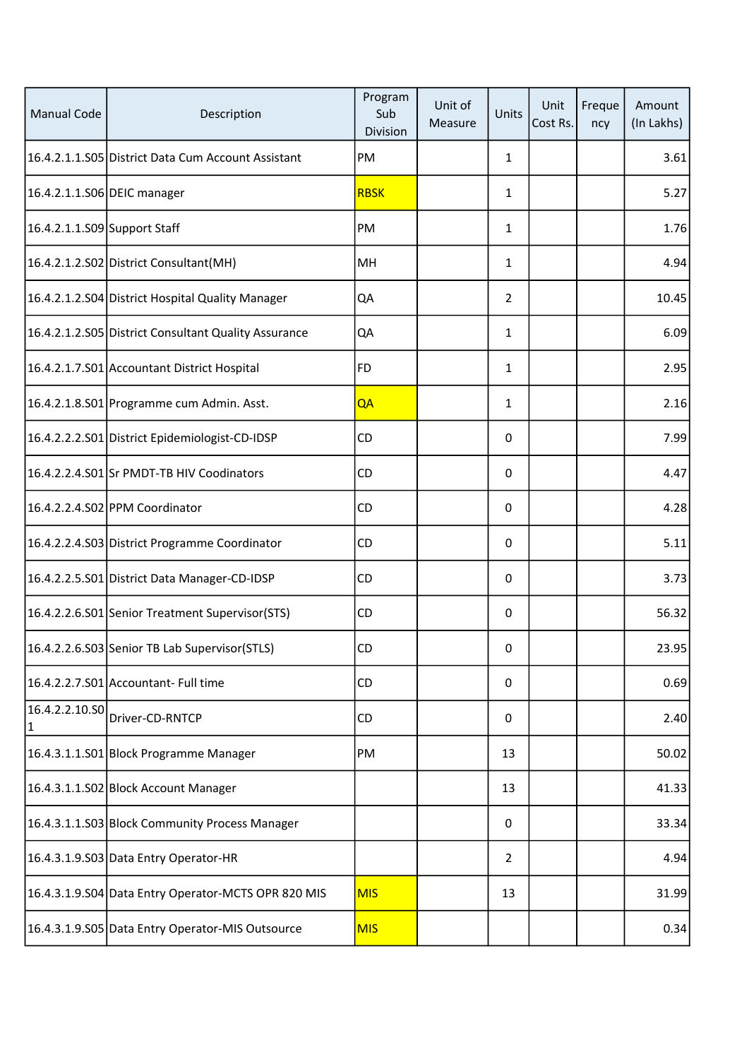| Manual Code | Description | Program Sub Division | Unit of Measure | Units | Unit Cost Rs. | Frequency | Amount (In Lakhs) |
|---|---|---|---|---|---|---|---|
| 16.4.2.1.1.S05 | District Data Cum Account Assistant | PM | | 1 | | | 3.61 |
| 16.4.2.1.1.S06 | DEIC manager | RBSK | | 1 | | | 5.27 |
| 16.4.2.1.1.S09 | Support Staff | PM | | 1 | | | 1.76 |
| 16.4.2.1.2.S02 | District Consultant(MH) | MH | | 1 | | | 4.94 |
| 16.4.2.1.2.S04 | District Hospital Quality Manager | QA | | 2 | | | 10.45 |
| 16.4.2.1.2.S05 | District Consultant Quality Assurance | QA | | 1 | | | 6.09 |
| 16.4.2.1.7.S01 | Accountant District Hospital | FD | | 1 | | | 2.95 |
| 16.4.2.1.8.S01 | Programme cum Admin. Asst. | QA | | 1 | | | 2.16 |
| 16.4.2.2.2.S01 | District Epidemiologist-CD-IDSP | CD | | 0 | | | 7.99 |
| 16.4.2.2.4.S01 | Sr PMDT-TB HIV Coodinators | CD | | 0 | | | 4.47 |
| 16.4.2.2.4.S02 | PPM Coordinator | CD | | 0 | | | 4.28 |
| 16.4.2.2.4.S03 | District Programme Coordinator | CD | | 0 | | | 5.11 |
| 16.4.2.2.5.S01 | District Data Manager-CD-IDSP | CD | | 0 | | | 3.73 |
| 16.4.2.2.6.S01 | Senior Treatment Supervisor(STS) | CD | | 0 | | | 56.32 |
| 16.4.2.2.6.S03 | Senior TB Lab Supervisor(STLS) | CD | | 0 | | | 23.95 |
| 16.4.2.2.7.S01 | Accountant- Full time | CD | | 0 | | | 0.69 |
| 16.4.2.2.10.S01 | Driver-CD-RNTCP | CD | | 0 | | | 2.40 |
| 16.4.3.1.1.S01 | Block Programme Manager | PM | | 13 | | | 50.02 |
| 16.4.3.1.1.S02 | Block Account Manager | | | 13 | | | 41.33 |
| 16.4.3.1.1.S03 | Block Community Process Manager | | | 0 | | | 33.34 |
| 16.4.3.1.9.S03 | Data Entry Operator-HR | | | 2 | | | 4.94 |
| 16.4.3.1.9.S04 | Data Entry Operator-MCTS OPR 820 MIS | MIS | | 13 | | | 31.99 |
| 16.4.3.1.9.S05 | Data Entry Operator-MIS Outsource | MIS | | | | | 0.34 |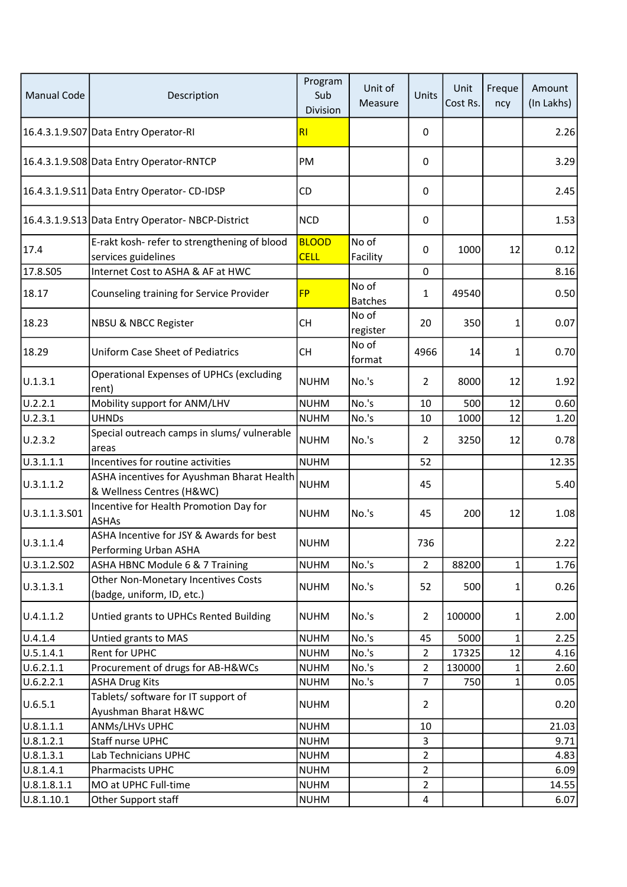| Manual Code | Description | Program Sub Division | Unit of Measure | Units | Unit Cost Rs. | Frequency | Amount (In Lakhs) |
|---|---|---|---|---|---|---|---|
| 16.4.3.1.9.S07 | Data Entry Operator-RI | RI | | 0 | | | 2.26 |
| 16.4.3.1.9.S08 | Data Entry Operator-RNTCP | PM | | 0 | | | 3.29 |
| 16.4.3.1.9.S11 | Data Entry Operator- CD-IDSP | CD | | 0 | | | 2.45 |
| 16.4.3.1.9.S13 | Data Entry Operator- NBCP-District | NCD | | 0 | | | 1.53 |
| 17.4 | E-rakt kosh- refer to strengthening of blood services guidelines | BLOOD CELL | No of Facility | 0 | 1000 | 12 | 0.12 |
| 17.8.S05 | Internet Cost to ASHA & AF at HWC | | | 0 | | | 8.16 |
| 18.17 | Counseling training for Service Provider | FP | No of Batches | 1 | 49540 | | 0.50 |
| 18.23 | NBSU & NBCC Register | CH | No of register | 20 | 350 | 1 | 0.07 |
| 18.29 | Uniform Case Sheet of Pediatrics | CH | No of format | 4966 | 14 | 1 | 0.70 |
| U.1.3.1 | Operational Expenses of UPHCs (excluding rent) | NUHM | No.'s | 2 | 8000 | 12 | 1.92 |
| U.2.2.1 | Mobility support for ANM/LHV | NUHM | No.'s | 10 | 500 | 12 | 0.60 |
| U.2.3.1 | UHNDs | NUHM | No.'s | 10 | 1000 | 12 | 1.20 |
| U.2.3.2 | Special outreach camps in slums/ vulnerable areas | NUHM | No.'s | 2 | 3250 | 12 | 0.78 |
| U.3.1.1.1 | Incentives for routine activities | NUHM | | 52 | | | 12.35 |
| U.3.1.1.2 | ASHA incentives for Ayushman Bharat Health & Wellness Centres (H&WC) | NUHM | | 45 | | | 5.40 |
| U.3.1.1.3.S01 | Incentive for Health Promotion Day for ASHAs | NUHM | No.'s | 45 | 200 | 12 | 1.08 |
| U.3.1.1.4 | ASHA Incentive for JSY & Awards for best Performing Urban ASHA | NUHM | | 736 | | | 2.22 |
| U.3.1.2.S02 | ASHA HBNC Module 6 & 7 Training | NUHM | No.'s | 2 | 88200 | 1 | 1.76 |
| U.3.1.3.1 | Other Non-Monetary Incentives Costs (badge, uniform, ID, etc.) | NUHM | No.'s | 52 | 500 | 1 | 0.26 |
| U.4.1.1.2 | Untied grants to UPHCs Rented Building | NUHM | No.'s | 2 | 100000 | 1 | 2.00 |
| U.4.1.4 | Untied grants to MAS | NUHM | No.'s | 45 | 5000 | 1 | 2.25 |
| U.5.1.4.1 | Rent for UPHC | NUHM | No.'s | 2 | 17325 | 12 | 4.16 |
| U.6.2.1.1 | Procurement of drugs for AB-H&WCs | NUHM | No.'s | 2 | 130000 | 1 | 2.60 |
| U.6.2.2.1 | ASHA Drug Kits | NUHM | No.'s | 7 | 750 | 1 | 0.05 |
| U.6.5.1 | Tablets/ software for IT support of Ayushman Bharat H&WC | NUHM | | 2 | | | 0.20 |
| U.8.1.1.1 | ANMs/LHVs UPHC | NUHM | | 10 | | | 21.03 |
| U.8.1.2.1 | Staff nurse UPHC | NUHM | | 3 | | | 9.71 |
| U.8.1.3.1 | Lab Technicians UPHC | NUHM | | 2 | | | 4.83 |
| U.8.1.4.1 | Pharmacists UPHC | NUHM | | 2 | | | 6.09 |
| U.8.1.8.1.1 | MO at UPHC Full-time | NUHM | | 2 | | | 14.55 |
| U.8.1.10.1 | Other Support staff | NUHM | | 4 | | | 6.07 |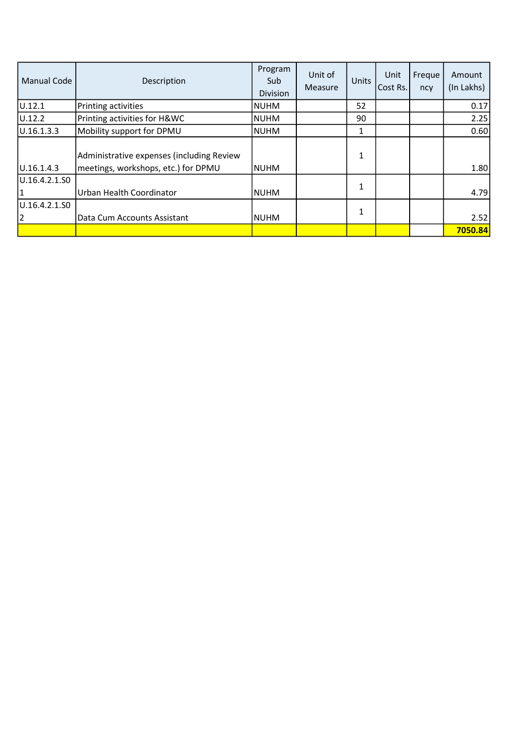| Manual Code | Description | Program Sub Division | Unit of Measure | Units | Unit Cost Rs. | Frequency | Amount (In Lakhs) |
|---|---|---|---|---|---|---|---|
| U.12.1 | Printing activities | NUHM | | 52 | | | 0.17 |
| U.12.2 | Printing activities for H&WC | NUHM | | 90 | | | 2.25 |
| U.16.1.3.3 | Mobility support for DPMU | NUHM | | 1 | | | 0.60 |
| U.16.1.4.3 | Administrative expenses (including Review meetings, workshops, etc.) for DPMU | NUHM | | 1 | | | 1.80 |
| U.16.4.2.1.S01 | Urban Health Coordinator | NUHM | | 1 | | | 4.79 |
| U.16.4.2.1.S02 | Data Cum Accounts Assistant | NUHM | | 1 | | | 2.52 |
| | | | | | | | **7050.84** |